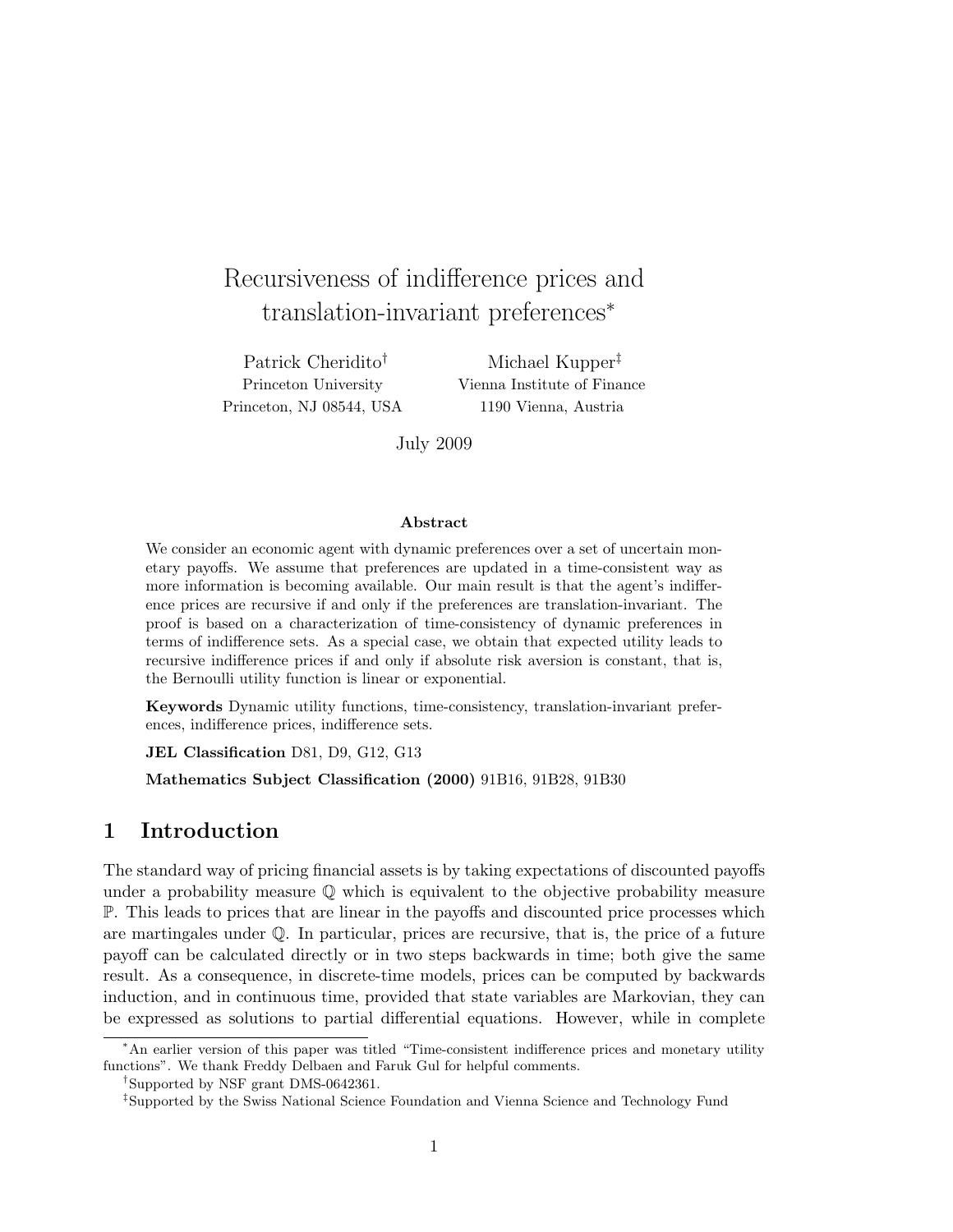# Recursiveness of indifference prices and translation-invariant preferences[*]

Patrick Cheridito[†]
Princeton University
Princeton, NJ 08544, USA

Michael Kupper[‡]
Vienna Institute of Finance
1190 Vienna, Austria

July 2009

### Abstract

We consider an economic agent with dynamic preferences over a set of uncertain monetary payoffs. We assume that preferences are updated in a time-consistent way as more information is becoming available. Our main result is that the agent's indifference prices are recursive if and only if the preferences are translation-invariant. The proof is based on a characterization of time-consistency of dynamic preferences in terms of indifference sets. As a special case, we obtain that expected utility leads to recursive indifference prices if and only if absolute risk aversion is constant, that is, the Bernoulli utility function is linear or exponential.

**Keywords** Dynamic utility functions, time-consistency, translation-invariant preferences, indifference prices, indifference sets.

**JEL Classification** D81, D9, G12, G13

**Mathematics Subject Classification (2000)** 91B16, 91B28, 91B30

## 1 Introduction

The standard way of pricing financial assets is by taking expectations of discounted payoffs under a probability measure $\mathbb{Q}$ which is equivalent to the objective probability measure $\mathbb{P}$. This leads to prices that are linear in the payoffs and discounted price processes which are martingales under $\mathbb{Q}$. In particular, prices are recursive, that is, the price of a future payoff can be calculated directly or in two steps backwards in time; both give the same result. As a consequence, in discrete-time models, prices can be computed by backwards induction, and in continuous time, provided that state variables are Markovian, they can be expressed as solutions to partial differential equations. However, while in complete

---

[*] An earlier version of this paper was titled "Time-consistent indifference prices and monetary utility functions". We thank Freddy Delbaen and Faruk Gul for helpful comments.

[†] Supported by NSF grant DMS-0642361.

[‡] Supported by the Swiss National Science Foundation and Vienna Science and Technology Fund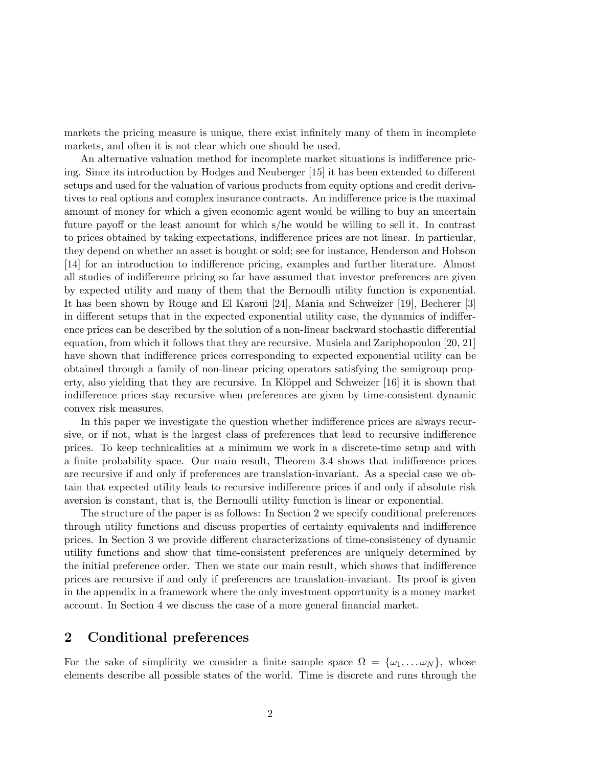markets the pricing measure is unique, there exist infinitely many of them in incomplete markets, and often it is not clear which one should be used.

An alternative valuation method for incomplete market situations is indifference pricing. Since its introduction by Hodges and Neuberger [15] it has been extended to different setups and used for the valuation of various products from equity options and credit derivatives to real options and complex insurance contracts. An indifference price is the maximal amount of money for which a given economic agent would be willing to buy an uncertain future payoff or the least amount for which s/he would be willing to sell it. In contrast to prices obtained by taking expectations, indifference prices are not linear. In particular, they depend on whether an asset is bought or sold; see for instance, Henderson and Hobson [14] for an introduction to indifference pricing, examples and further literature. Almost all studies of indifference pricing so far have assumed that investor preferences are given by expected utility and many of them that the Bernoulli utility function is exponential. It has been shown by Rouge and El Karoui [24], Mania and Schweizer [19], Becherer [3] in different setups that in the expected exponential utility case, the dynamics of indifference prices can be described by the solution of a non-linear backward stochastic differential equation, from which it follows that they are recursive. Musiela and Zariphopoulou [20, 21] have shown that indifference prices corresponding to expected exponential utility can be obtained through a family of non-linear pricing operators satisfying the semigroup property, also yielding that they are recursive. In Klöppel and Schweizer [16] it is shown that indifference prices stay recursive when preferences are given by time-consistent dynamic convex risk measures.

In this paper we investigate the question whether indifference prices are always recursive, or if not, what is the largest class of preferences that lead to recursive indifference prices. To keep technicalities at a minimum we work in a discrete-time setup and with a finite probability space. Our main result, Theorem 3.4 shows that indifference prices are recursive if and only if preferences are translation-invariant. As a special case we obtain that expected utility leads to recursive indifference prices if and only if absolute risk aversion is constant, that is, the Bernoulli utility function is linear or exponential.

The structure of the paper is as follows: In Section 2 we specify conditional preferences through utility functions and discuss properties of certainty equivalents and indifference prices. In Section 3 we provide different characterizations of time-consistency of dynamic utility functions and show that time-consistent preferences are uniquely determined by the initial preference order. Then we state our main result, which shows that indifference prices are recursive if and only if preferences are translation-invariant. Its proof is given in the appendix in a framework where the only investment opportunity is a money market account. In Section 4 we discuss the case of a more general financial market.

## 2 Conditional preferences

For the sake of simplicity we consider a finite sample space $\Omega = \{\omega_1, \dots \omega_N\}$, whose elements describe all possible states of the world. Time is discrete and runs through the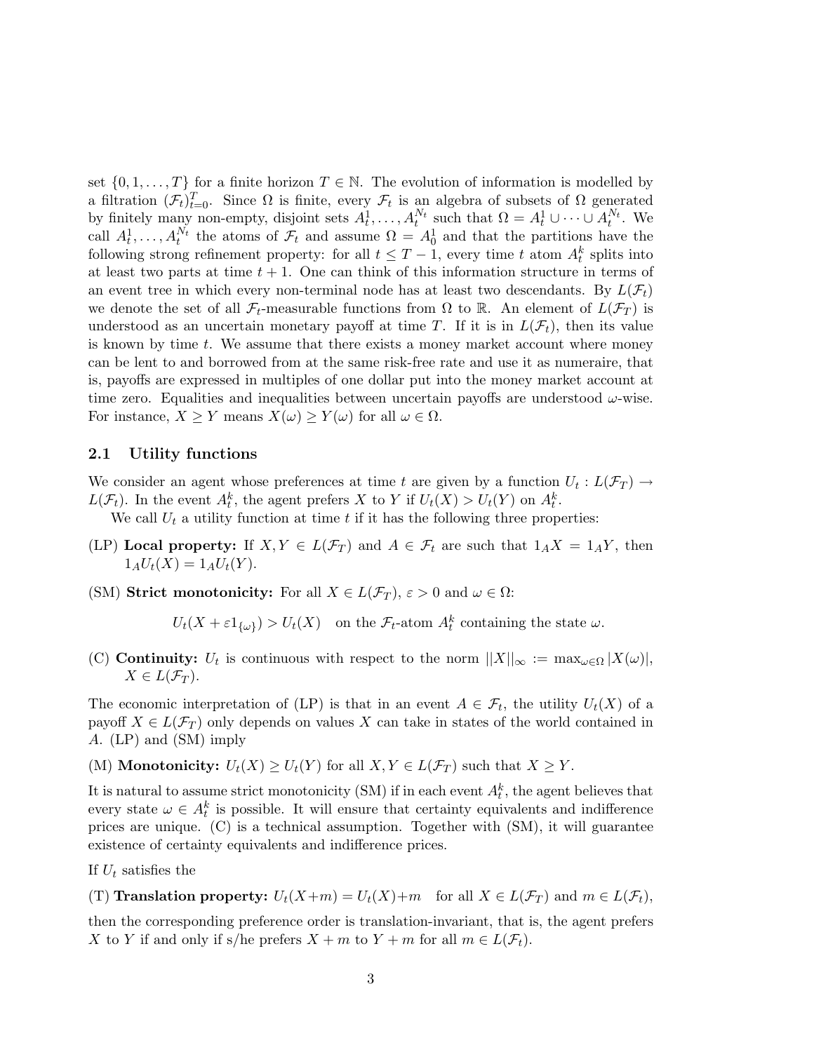set $\{0, 1, \ldots, T\}$ for a finite horizon $T \in \mathbb{N}$. The evolution of information is modelled by a filtration $(\mathcal{F}_t)_{t=0}^T$. Since $\Omega$ is finite, every $\mathcal{F}_t$ is an algebra of subsets of $\Omega$ generated by finitely many non-empty, disjoint sets $A_t^1, \ldots, A_t^{N_t}$ such that $\Omega = A_t^1 \cup \cdots \cup A_t^{N_t}$. We call $A_t^1, \ldots, A_t^{N_t}$ the atoms of $\mathcal{F}_t$ and assume $\Omega = A_0^1$ and that the partitions have the following strong refinement property: for all $t \leq T-1$, every time $t$ atom $A_t^k$ splits into at least two parts at time $t+1$. One can think of this information structure in terms of an event tree in which every non-terminal node has at least two descendants. By $L(\mathcal{F}_t)$ we denote the set of all $\mathcal{F}_t$-measurable functions from $\Omega$ to $\mathbb{R}$. An element of $L(\mathcal{F}_T)$ is understood as an uncertain monetary payoff at time $T$. If it is in $L(\mathcal{F}_t)$, then its value is known by time $t$. We assume that there exists a money market account where money can be lent to and borrowed from at the same risk-free rate and use it as numeraire, that is, payoffs are expressed in multiples of one dollar put into the money market account at time zero. Equalities and inequalities between uncertain payoffs are understood $\omega$-wise. For instance, $X \geq Y$ means $X(\omega) \geq Y(\omega)$ for all $\omega \in \Omega$.

### 2.1 Utility functions

We consider an agent whose preferences at time $t$ are given by a function $U_t : L(\mathcal{F}_T) \to L(\mathcal{F}_t)$. In the event $A_t^k$, the agent prefers $X$ to $Y$ if $U_t(X) > U_t(Y)$ on $A_t^k$.

We call $U_t$ a utility function at time $t$ if it has the following three properties:

(LP) **Local property:** If $X, Y \in L(\mathcal{F}_T)$ and $A \in \mathcal{F}_t$ are such that $1_A X = 1_A Y$, then $1_A U_t(X) = 1_A U_t(Y)$.

(SM) **Strict monotonicity:** For all $X \in L(\mathcal{F}_T)$, $\varepsilon > 0$ and $\omega \in \Omega$:

$$U_t(X + \varepsilon 1_{\{\omega\}}) > U_t(X) \quad \text{on the } \mathcal{F}_t\text{-atom } A_t^k \text{ containing the state } \omega.$$

(C) **Continuity:** $U_t$ is continuous with respect to the norm $||X||_\infty := \max_{\omega \in \Omega} |X(\omega)|$, $X \in L(\mathcal{F}_T)$.

The economic interpretation of (LP) is that in an event $A \in \mathcal{F}_t$, the utility $U_t(X)$ of a payoff $X \in L(\mathcal{F}_T)$ only depends on values $X$ can take in states of the world contained in $A$. (LP) and (SM) imply

(M) **Monotonicity:** $U_t(X) \geq U_t(Y)$ for all $X, Y \in L(\mathcal{F}_T)$ such that $X \geq Y$.

It is natural to assume strict monotonicity (SM) if in each event $A_t^k$, the agent believes that every state $\omega \in A_t^k$ is possible. It will ensure that certainty equivalents and indifference prices are unique. (C) is a technical assumption. Together with (SM), it will guarantee existence of certainty equivalents and indifference prices.

If $U_t$ satisfies the

(T) **Translation property:** $U_t(X+m) = U_t(X)+m \quad$ for all $X \in L(\mathcal{F}_T)$ and $m \in L(\mathcal{F}_t)$,

then the corresponding preference order is translation-invariant, that is, the agent prefers $X$ to $Y$ if and only if s/he prefers $X + m$ to $Y + m$ for all $m \in L(\mathcal{F}_t)$.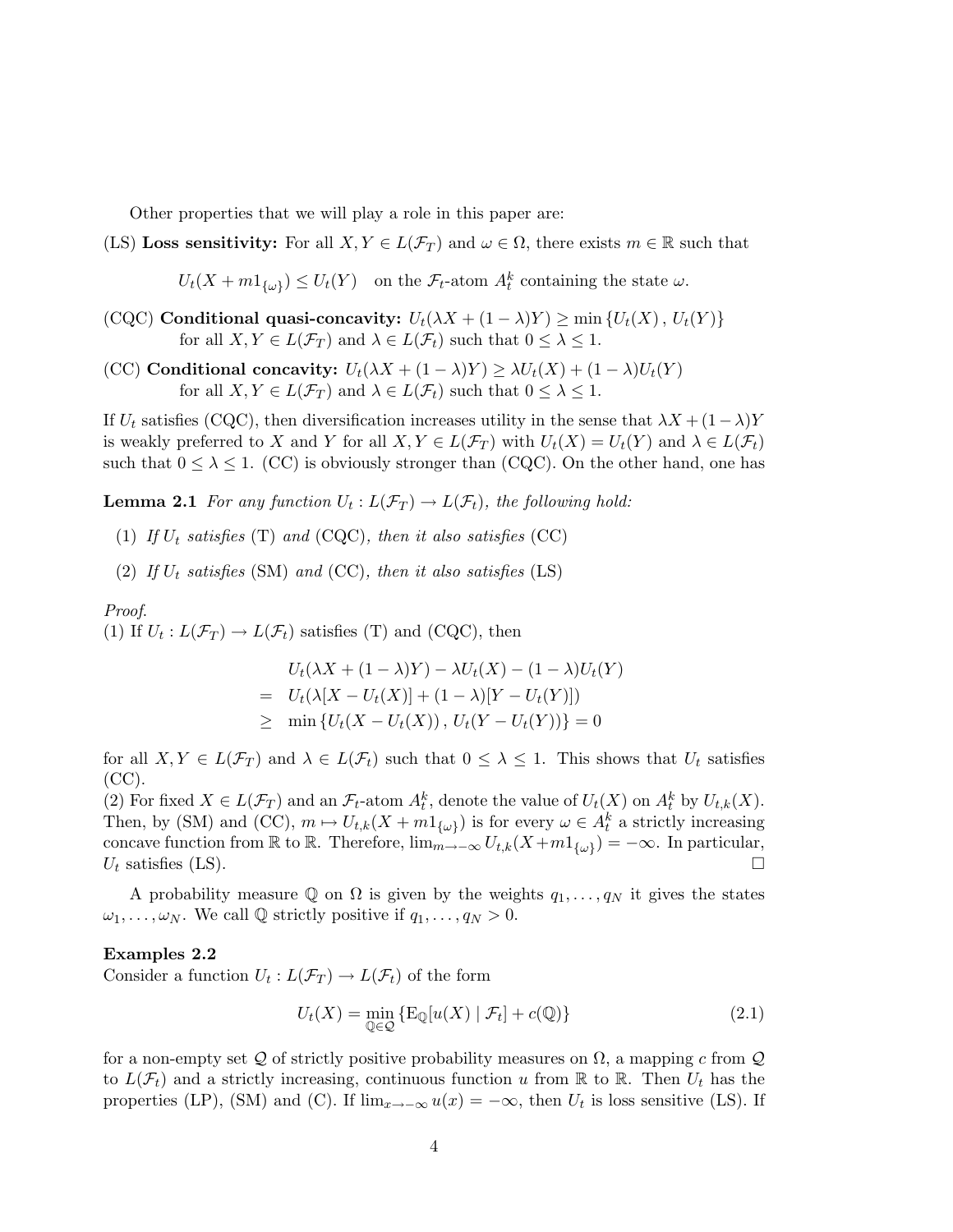Other properties that we will play a role in this paper are:

(LS) **Loss sensitivity:** For all $X, Y \in L(\mathcal{F}_T)$ and $\omega \in \Omega$, there exists $m \in \mathbb{R}$ such that

$$U_t(X + m1_{\{\omega\}}) \leq U_t(Y) \quad \text{on the } \mathcal{F}_t\text{-atom } A_t^k \text{ containing the state } \omega.$$

(CQC) **Conditional quasi-concavity:** $U_t(\lambda X + (1-\lambda)Y) \geq \min\{U_t(X), U_t(Y)\}$ for all $X, Y \in L(\mathcal{F}_T)$ and $\lambda \in L(\mathcal{F}_t)$ such that $0 \leq \lambda \leq 1$.

(CC) **Conditional concavity:** $U_t(\lambda X + (1-\lambda)Y) \geq \lambda U_t(X) + (1-\lambda)U_t(Y)$ for all $X, Y \in L(\mathcal{F}_T)$ and $\lambda \in L(\mathcal{F}_t)$ such that $0 \leq \lambda \leq 1$.

If $U_t$ satisfies (CQC), then diversification increases utility in the sense that $\lambda X + (1-\lambda)Y$ is weakly preferred to $X$ and $Y$ for all $X, Y \in L(\mathcal{F}_T)$ with $U_t(X) = U_t(Y)$ and $\lambda \in L(\mathcal{F}_t)$ such that $0 \leq \lambda \leq 1$. (CC) is obviously stronger than (CQC). On the other hand, one has

**Lemma 2.1** *For any function $U_t : L(\mathcal{F}_T) \to L(\mathcal{F}_t)$, the following hold:*

1. *If $U_t$ satisfies* (T) *and* (CQC)*, then it also satisfies* (CC)
2. *If $U_t$ satisfies* (SM) *and* (CC)*, then it also satisfies* (LS)

*Proof.*
(1) If $U_t : L(\mathcal{F}_T) \to L(\mathcal{F}_t)$ satisfies (T) and (CQC), then

$$\begin{aligned}
& U_t(\lambda X + (1-\lambda)Y) - \lambda U_t(X) - (1-\lambda)U_t(Y) \\
= \; & U_t(\lambda[X - U_t(X)] + (1-\lambda)[Y - U_t(Y)]) \\
\geq \; & \min\{U_t(X - U_t(X)), U_t(Y - U_t(Y))\} = 0
\end{aligned}$$

for all $X, Y \in L(\mathcal{F}_T)$ and $\lambda \in L(\mathcal{F}_t)$ such that $0 \leq \lambda \leq 1$. This shows that $U_t$ satisfies (CC).
(2) For fixed $X \in L(\mathcal{F}_T)$ and an $\mathcal{F}_t$-atom $A_t^k$, denote the value of $U_t(X)$ on $A_t^k$ by $U_{t,k}(X)$. Then, by (SM) and (CC), $m \mapsto U_{t,k}(X + m1_{\{\omega\}})$ is for every $\omega \in A_t^k$ a strictly increasing concave function from $\mathbb{R}$ to $\mathbb{R}$. Therefore, $\lim_{m \to -\infty} U_{t,k}(X + m1_{\{\omega\}}) = -\infty$. In particular, $U_t$ satisfies (LS). $\square$

A probability measure $\mathbb{Q}$ on $\Omega$ is given by the weights $q_1, \ldots, q_N$ it gives the states $\omega_1, \ldots, \omega_N$. We call $\mathbb{Q}$ strictly positive if $q_1, \ldots, q_N > 0$.

**Examples 2.2**
Consider a function $U_t : L(\mathcal{F}_T) \to L(\mathcal{F}_t)$ of the form

$$U_t(X) = \min_{\mathbb{Q} \in \mathcal{Q}} \{\mathrm{E}_{\mathbb{Q}}[u(X) \mid \mathcal{F}_t] + c(\mathbb{Q})\} \tag{2.1}$$

for a non-empty set $\mathcal{Q}$ of strictly positive probability measures on $\Omega$, a mapping $c$ from $\mathcal{Q}$ to $L(\mathcal{F}_t)$ and a strictly increasing, continuous function $u$ from $\mathbb{R}$ to $\mathbb{R}$. Then $U_t$ has the properties (LP), (SM) and (C). If $\lim_{x \to -\infty} u(x) = -\infty$, then $U_t$ is loss sensitive (LS). If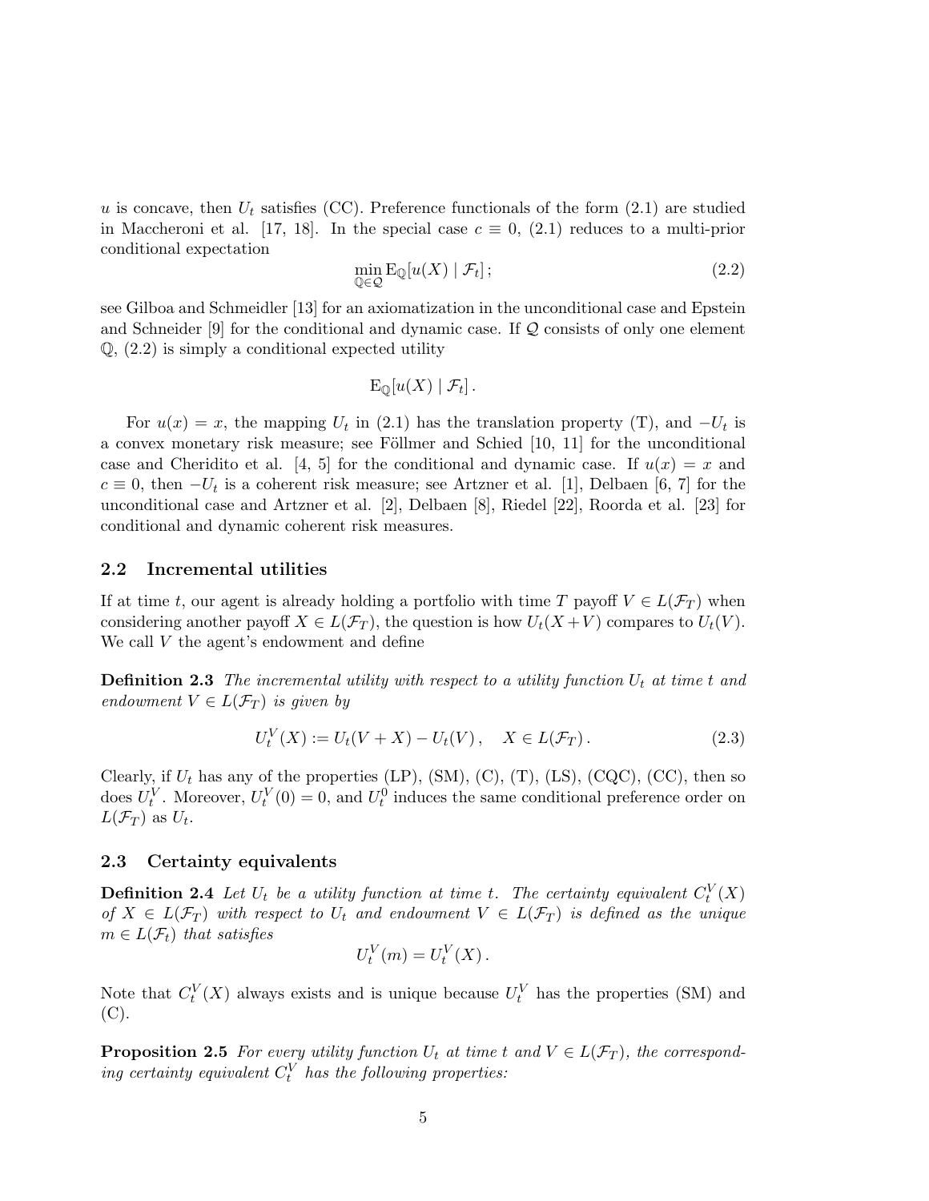$u$ is concave, then $U_t$ satisfies (CC). Preference functionals of the form (2.1) are studied in Maccheroni et al. [17, 18]. In the special case $c \equiv 0$, (2.1) reduces to a multi-prior conditional expectation

$$\min_{\mathbb{Q} \in \mathcal{Q}} \mathrm{E}_{\mathbb{Q}}[u(X) \mid \mathcal{F}_t]; \tag{2.2}$$

see Gilboa and Schmeidler [13] for an axiomatization in the unconditional case and Epstein and Schneider [9] for the conditional and dynamic case. If $\mathcal{Q}$ consists of only one element $\mathbb{Q}$, (2.2) is simply a conditional expected utility

$$\mathrm{E}_{\mathbb{Q}}[u(X) \mid \mathcal{F}_t].$$

For $u(x) = x$, the mapping $U_t$ in (2.1) has the translation property (T), and $-U_t$ is a convex monetary risk measure; see Föllmer and Schied [10, 11] for the unconditional case and Cheridito et al. [4, 5] for the conditional and dynamic case. If $u(x) = x$ and $c \equiv 0$, then $-U_t$ is a coherent risk measure; see Artzner et al. [1], Delbaen [6, 7] for the unconditional case and Artzner et al. [2], Delbaen [8], Riedel [22], Roorda et al. [23] for conditional and dynamic coherent risk measures.

### 2.2 Incremental utilities

If at time $t$, our agent is already holding a portfolio with time $T$ payoff $V \in L(\mathcal{F}_T)$ when considering another payoff $X \in L(\mathcal{F}_T)$, the question is how $U_t(X + V)$ compares to $U_t(V)$. We call $V$ the agent's endowment and define

**Definition 2.3** *The incremental utility with respect to a utility function $U_t$ at time $t$ and endowment $V \in L(\mathcal{F}_T)$ is given by*

$$U_t^V(X) := U_t(V + X) - U_t(V), \quad X \in L(\mathcal{F}_T). \tag{2.3}$$

Clearly, if $U_t$ has any of the properties (LP), (SM), (C), (T), (LS), (CQC), (CC), then so does $U_t^V$. Moreover, $U_t^V(0) = 0$, and $U_t^0$ induces the same conditional preference order on $L(\mathcal{F}_T)$ as $U_t$.

### 2.3 Certainty equivalents

**Definition 2.4** *Let $U_t$ be a utility function at time $t$. The certainty equivalent $C_t^V(X)$ of $X \in L(\mathcal{F}_T)$ with respect to $U_t$ and endowment $V \in L(\mathcal{F}_T)$ is defined as the unique $m \in L(\mathcal{F}_t)$ that satisfies*

$$U_t^V(m) = U_t^V(X).$$

Note that $C_t^V(X)$ always exists and is unique because $U_t^V$ has the properties (SM) and (C).

**Proposition 2.5** *For every utility function $U_t$ at time $t$ and $V \in L(\mathcal{F}_T)$, the corresponding certainty equivalent $C_t^V$ has the following properties:*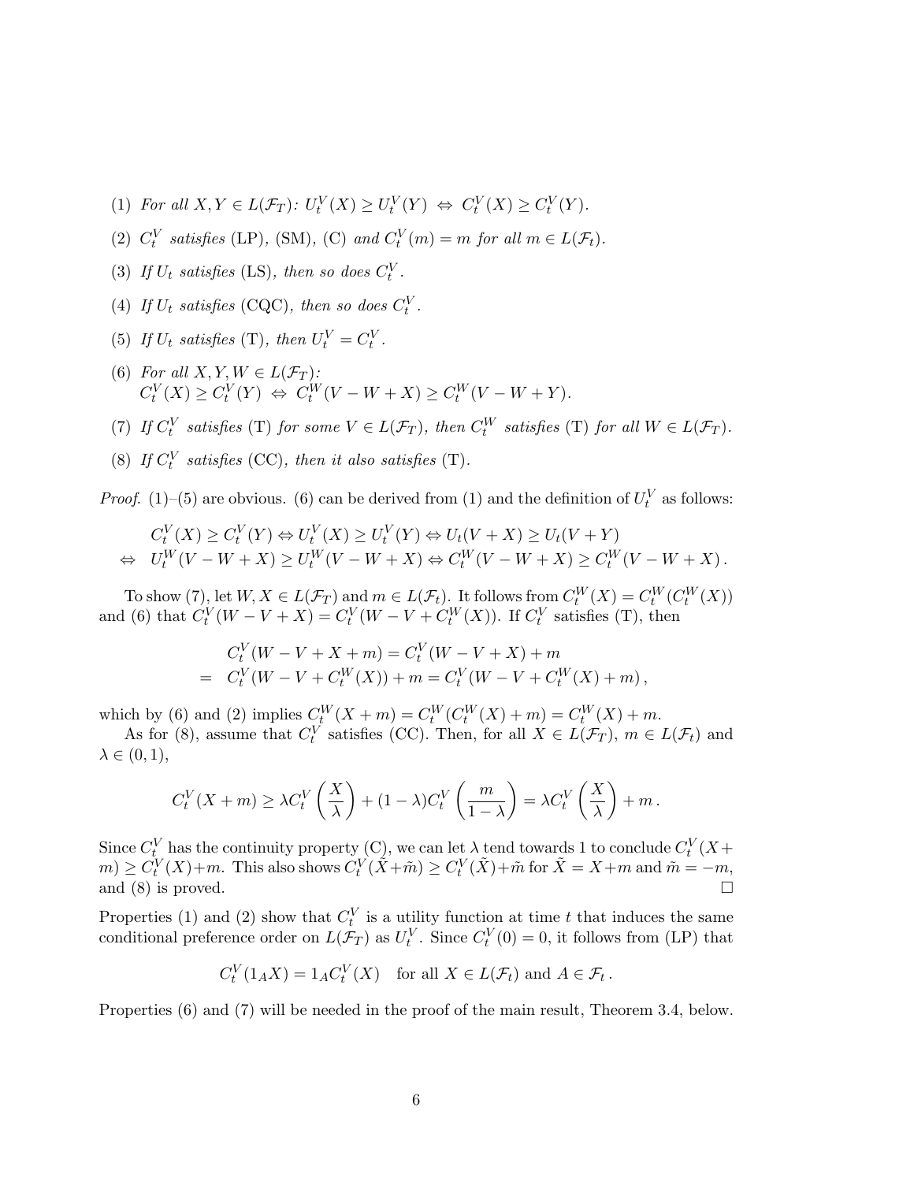(1) *For all* $X, Y \in L(\mathcal{F}_T)$*:* $U_t^V(X) \geq U_t^V(Y) \Leftrightarrow C_t^V(X) \geq C_t^V(Y)$.

(2) $C_t^V$ *satisfies* (LP), (SM), (C) *and* $C_t^V(m) = m$ *for all* $m \in L(\mathcal{F}_t)$.

(3) *If* $U_t$ *satisfies* (LS), *then so does* $C_t^V$.

(4) *If* $U_t$ *satisfies* (CQC), *then so does* $C_t^V$.

(5) *If* $U_t$ *satisfies* (T), *then* $U_t^V = C_t^V$.

(6) *For all* $X, Y, W \in L(\mathcal{F}_T)$*:*
$C_t^V(X) \geq C_t^V(Y) \Leftrightarrow C_t^W(V - W + X) \geq C_t^W(V - W + Y)$.

(7) *If* $C_t^V$ *satisfies* (T) *for some* $V \in L(\mathcal{F}_T)$, *then* $C_t^W$ *satisfies* (T) *for all* $W \in L(\mathcal{F}_T)$.

(8) *If* $C_t^V$ *satisfies* (CC), *then it also satisfies* (T).

*Proof.* (1)–(5) are obvious. (6) can be derived from (1) and the definition of $U_t^V$ as follows:

$$
\begin{aligned}
& C_t^V(X) \geq C_t^V(Y) \Leftrightarrow U_t^V(X) \geq U_t^V(Y) \Leftrightarrow U_t(V + X) \geq U_t(V + Y) \\
\Leftrightarrow \quad & U_t^W(V - W + X) \geq U_t^W(V - W + X) \Leftrightarrow C_t^W(V - W + X) \geq C_t^W(V - W + X)\,.
\end{aligned}
$$

To show (7), let $W, X \in L(\mathcal{F}_T)$ and $m \in L(\mathcal{F}_t)$. It follows from $C_t^W(X) = C_t^W(C_t^W(X))$ and (6) that $C_t^V(W - V + X) = C_t^V(W - V + C_t^W(X))$. If $C_t^V$ satisfies (T), then

$$
\begin{aligned}
& C_t^V(W - V + X + m) = C_t^V(W - V + X) + m \\
= \quad & C_t^V(W - V + C_t^W(X)) + m = C_t^V(W - V + C_t^W(X) + m)\,,
\end{aligned}
$$

which by (6) and (2) implies $C_t^W(X + m) = C_t^W(C_t^W(X) + m) = C_t^W(X) + m$.

As for (8), assume that $C_t^V$ satisfies (CC). Then, for all $X \in L(\mathcal{F}_T)$, $m \in L(\mathcal{F}_t)$ and $\lambda \in (0, 1)$,

$$
C_t^V(X + m) \geq \lambda C_t^V\left(\frac{X}{\lambda}\right) + (1 - \lambda) C_t^V\left(\frac{m}{1 - \lambda}\right) = \lambda C_t^V\left(\frac{X}{\lambda}\right) + m\,.
$$

Since $C_t^V$ has the continuity property (C), we can let $\lambda$ tend towards 1 to conclude $C_t^V(X + m) \geq C_t^V(X) + m$. This also shows $C_t^V(\tilde{X} + \tilde{m}) \geq C_t^V(\tilde{X}) + \tilde{m}$ for $\tilde{X} = X + m$ and $\tilde{m} = -m$, and (8) is proved. $\square$

Properties (1) and (2) show that $C_t^V$ is a utility function at time $t$ that induces the same conditional preference order on $L(\mathcal{F}_T)$ as $U_t^V$. Since $C_t^V(0) = 0$, it follows from (LP) that

$$
C_t^V(1_A X) = 1_A C_t^V(X) \quad \text{for all } X \in L(\mathcal{F}_t) \text{ and } A \in \mathcal{F}_t\,.
$$

Properties (6) and (7) will be needed in the proof of the main result, Theorem 3.4, below.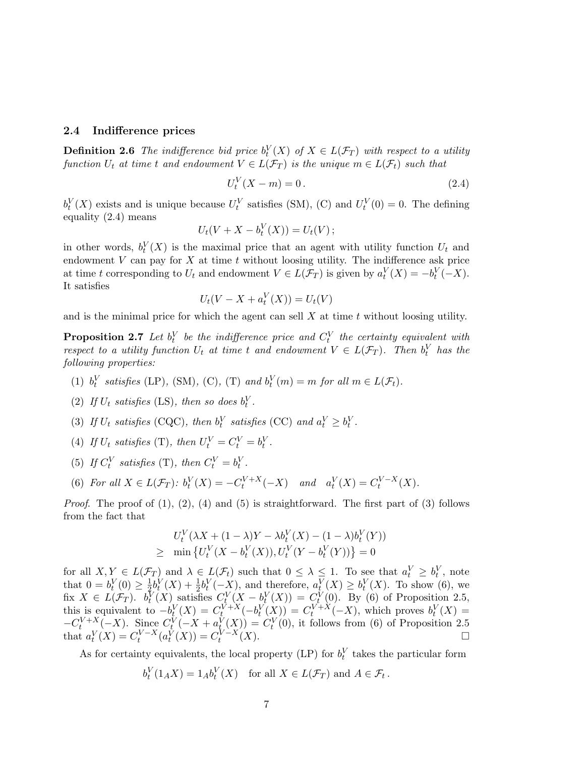### 2.4 Indifference prices

**Definition 2.6** *The indifference bid price $b_t^V(X)$ of $X \in L(\mathcal{F}_T)$ with respect to a utility function $U_t$ at time $t$ and endowment $V \in L(\mathcal{F}_T)$ is the unique $m \in L(\mathcal{F}_t)$ such that*

$$U_t^V(X - m) = 0\,. \tag{2.4}$$

$b_t^V(X)$ exists and is unique because $U_t^V$ satisfies (SM), (C) and $U_t^V(0) = 0$. The defining equality (2.4) means

$$U_t(V + X - b_t^V(X)) = U_t(V)\,;$$

in other words, $b_t^V(X)$ is the maximal price that an agent with utility function $U_t$ and endowment $V$ can pay for $X$ at time $t$ without loosing utility. The indifference ask price at time $t$ corresponding to $U_t$ and endowment $V \in L(\mathcal{F}_T)$ is given by $a_t^V(X) = -b_t^V(-X)$. It satisfies

$$U_t(V - X + a_t^V(X)) = U_t(V)$$

and is the minimal price for which the agent can sell $X$ at time $t$ without loosing utility.

**Proposition 2.7** *Let $b_t^V$ be the indifference price and $C_t^V$ the certainty equivalent with respect to a utility function $U_t$ at time $t$ and endowment $V \in L(\mathcal{F}_T)$. Then $b_t^V$ has the following properties:*

1. *$b_t^V$ satisfies* (LP), (SM), (C), (T) *and $b_t^V(m) = m$ for all $m \in L(\mathcal{F}_t)$.*
2. *If $U_t$ satisfies* (LS), *then so does $b_t^V$.*
3. *If $U_t$ satisfies* (CQC), *then $b_t^V$ satisfies* (CC) *and $a_t^V \geq b_t^V$.*
4. *If $U_t$ satisfies* (T), *then $U_t^V = C_t^V = b_t^V$.*
5. *If $C_t^V$ satisfies* (T), *then $C_t^V = b_t^V$.*
6. *For all $X \in L(\mathcal{F}_T)$: $b_t^V(X) = -C_t^{V+X}(-X)$ and $a_t^V(X) = C_t^{V-X}(X)$.*

*Proof.* The proof of (1), (2), (4) and (5) is straightforward. The first part of (3) follows from the fact that

$$\begin{aligned}
&U_t^V(\lambda X + (1-\lambda)Y - \lambda b_t^V(X) - (1-\lambda) b_t^V(Y)) \\
\geq\; &\min\left\{U_t^V(X - b_t^V(X)), U_t^V(Y - b_t^V(Y))\right\} = 0
\end{aligned}$$

for all $X, Y \in L(\mathcal{F}_T)$ and $\lambda \in L(\mathcal{F}_t)$ such that $0 \leq \lambda \leq 1$. To see that $a_t^V \geq b_t^V$, note that $0 = b_t^V(0) \geq \frac{1}{2} b_t^V(X) + \frac{1}{2} b_t^V(-X)$, and therefore, $a_t^V(X) \geq b_t^V(X)$. To show (6), we fix $X \in L(\mathcal{F}_T)$. $b_t^V(X)$ satisfies $C_t^V(X - b_t^V(X)) = C_t^V(0)$. By (6) of Proposition 2.5, this is equivalent to $-b_t^V(X) = C_t^{V+X}(-b_t^V(X)) = C_t^{V+X}(-X)$, which proves $b_t^V(X) = -C_t^{V+X}(-X)$. Since $C_t^V(-X + a_t^V(X)) = C_t^V(0)$, it follows from (6) of Proposition 2.5 that $a_t^V(X) = C_t^{V-X}(a_t^V(X)) = C_t^{V-X}(X)$. □

As for certainty equivalents, the local property (LP) for $b_t^V$ takes the particular form

$$b_t^V(1_A X) = 1_A b_t^V(X) \quad \text{for all } X \in L(\mathcal{F}_T) \text{ and } A \in \mathcal{F}_t\,.$$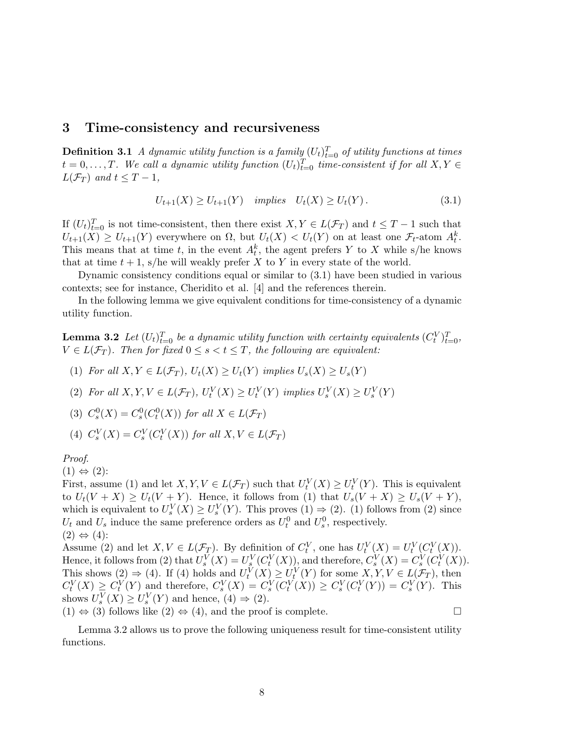## 3 Time-consistency and recursiveness

**Definition 3.1** *A dynamic utility function is a family $(U_t)_{t=0}^T$ of utility functions at times $t = 0, \dots, T$. We call a dynamic utility function $(U_t)_{t=0}^T$ time-consistent if for all $X, Y \in L(\mathcal{F}_T)$ and $t \le T - 1$,*

$$U_{t+1}(X) \ge U_{t+1}(Y) \quad \textit{implies} \quad U_t(X) \ge U_t(Y)\,. \tag{3.1}$$

If $(U_t)_{t=0}^T$ is not time-consistent, then there exist $X, Y \in L(\mathcal{F}_T)$ and $t \le T-1$ such that $U_{t+1}(X) \ge U_{t+1}(Y)$ everywhere on $\Omega$, but $U_t(X) < U_t(Y)$ on at least one $\mathcal{F}_t$-atom $A_t^k$. This means that at time $t$, in the event $A_t^k$, the agent prefers $Y$ to $X$ while s/he knows that at time $t+1$, s/he will weakly prefer $X$ to $Y$ in every state of the world.

Dynamic consistency conditions equal or similar to (3.1) have been studied in various contexts; see for instance, Cheridito et al. [4] and the references therein.

In the following lemma we give equivalent conditions for time-consistency of a dynamic utility function.

**Lemma 3.2** *Let $(U_t)_{t=0}^T$ be a dynamic utility function with certainty equivalents $(C_t^V)_{t=0}^T$, $V \in L(\mathcal{F}_T)$. Then for fixed $0 \le s < t \le T$, the following are equivalent:*

1. *For all $X, Y \in L(\mathcal{F}_T)$, $U_t(X) \ge U_t(Y)$ implies $U_s(X) \ge U_s(Y)$*
2. *For all $X, Y, V \in L(\mathcal{F}_T)$, $U_t^V(X) \ge U_t^V(Y)$ implies $U_s^V(X) \ge U_s^V(Y)$*
3. *$C_s^0(X) = C_s^0(C_t^0(X))$ for all $X \in L(\mathcal{F}_T)$*
4. *$C_s^V(X) = C_s^V(C_t^V(X))$ for all $X, V \in L(\mathcal{F}_T)$*

*Proof.*
(1) $\Leftrightarrow$ (2):
First, assume (1) and let $X, Y, V \in L(\mathcal{F}_T)$ such that $U_t^V(X) \ge U_t^V(Y)$. This is equivalent to $U_t(V + X) \ge U_t(V + Y)$. Hence, it follows from (1) that $U_s(V + X) \ge U_s(V + Y)$, which is equivalent to $U_s^V(X) \ge U_s^V(Y)$. This proves (1) $\Rightarrow$ (2). (1) follows from (2) since $U_t$ and $U_s$ induce the same preference orders as $U_t^0$ and $U_s^0$, respectively.
(2) $\Leftrightarrow$ (4):
Assume (2) and let $X, V \in L(\mathcal{F}_T)$. By definition of $C_t^V$, one has $U_t^V(X) = U_t^V(C_t^V(X))$. Hence, it follows from (2) that $U_s^V(X) = U_s^V(C_t^V(X))$, and therefore, $C_s^V(X) = C_s^V(C_t^V(X))$. This shows (2) $\Rightarrow$ (4). If (4) holds and $U_t^V(X) \ge U_t^V(Y)$ for some $X, Y, V \in L(\mathcal{F}_T)$, then $C_t^V(X) \ge C_t^V(Y)$ and therefore, $C_s^V(X) = C_s^V(C_t^V(X)) \ge C_s^V(C_t^V(Y)) = C_s^V(Y)$. This shows $U_s^V(X) \ge U_s^V(Y)$ and hence, (4) $\Rightarrow$ (2).
(1) $\Leftrightarrow$ (3) follows like (2) $\Leftrightarrow$ (4), and the proof is complete. $\square$

Lemma 3.2 allows us to prove the following uniqueness result for time-consistent utility functions.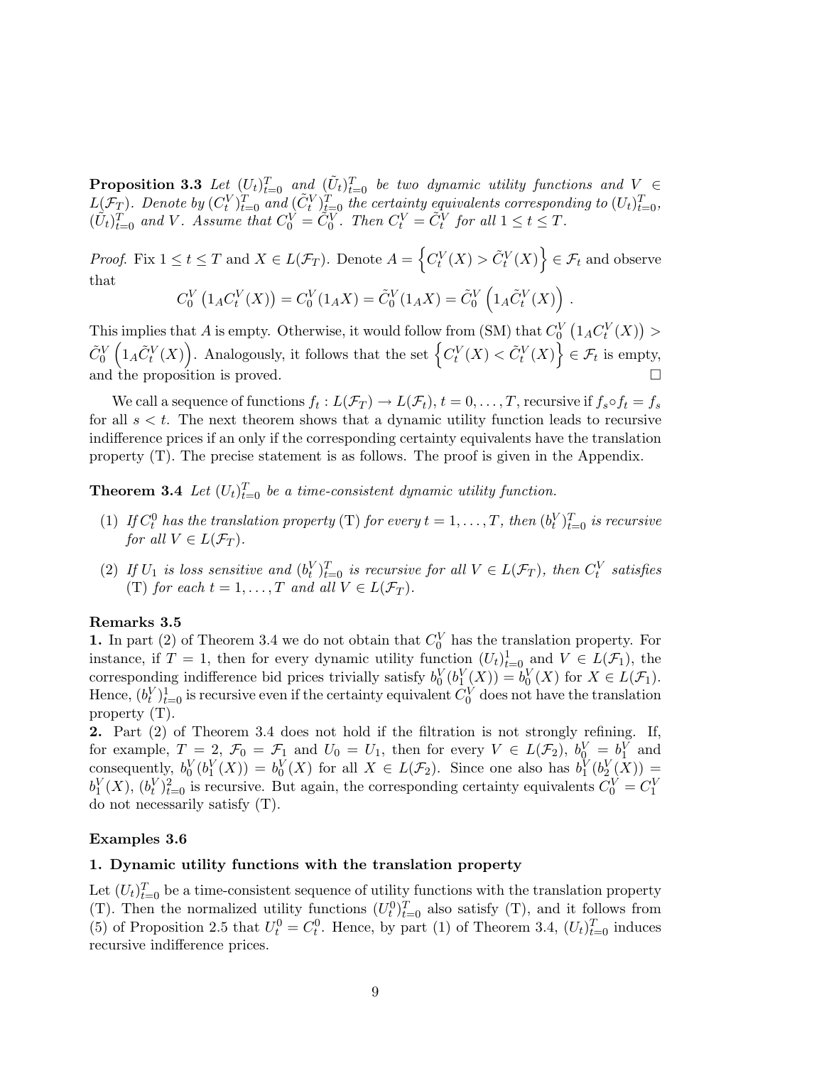**Proposition 3.3** *Let $(U_t)_{t=0}^T$ and $(\tilde{U}_t)_{t=0}^T$ be two dynamic utility functions and $V \in L(\mathcal{F}_T)$. Denote by $(C_t^V)_{t=0}^T$ and $(\tilde{C}_t^V)_{t=0}^T$ the certainty equivalents corresponding to $(U_t)_{t=0}^T$, $(\tilde{U}_t)_{t=0}^T$ and $V$. Assume that $C_0^V = \tilde{C}_0^V$. Then $C_t^V = \tilde{C}_t^V$ for all $1 \leq t \leq T$.*

*Proof.* Fix $1 \leq t \leq T$ and $X \in L(\mathcal{F}_T)$. Denote $A = \left\{ C_t^V(X) > \tilde{C}_t^V(X) \right\} \in \mathcal{F}_t$ and observe that

$$C_0^V \left( 1_A C_t^V(X) \right) = C_0^V(1_A X) = \tilde{C}_0^V(1_A X) = \tilde{C}_0^V \left( 1_A \tilde{C}_t^V(X) \right) .$$

This implies that $A$ is empty. Otherwise, it would follow from (SM) that $C_0^V \left( 1_A C_t^V(X) \right) > \tilde{C}_0^V \left( 1_A \tilde{C}_t^V(X) \right)$. Analogously, it follows that the set $\left\{ C_t^V(X) < \tilde{C}_t^V(X) \right\} \in \mathcal{F}_t$ is empty, and the proposition is proved. □

We call a sequence of functions $f_t : L(\mathcal{F}_T) \to L(\mathcal{F}_t)$, $t = 0, \dots, T$, recursive if $f_s \circ f_t = f_s$ for all $s < t$. The next theorem shows that a dynamic utility function leads to recursive indifference prices if an only if the corresponding certainty equivalents have the translation property (T). The precise statement is as follows. The proof is given in the Appendix.

**Theorem 3.4** *Let $(U_t)_{t=0}^T$ be a time-consistent dynamic utility function.*

1. *If $C_t^0$ has the translation property* (T) *for every $t = 1, \dots, T$, then $(b_t^V)_{t=0}^T$ is recursive for all $V \in L(\mathcal{F}_T)$.*
2. *If $U_1$ is loss sensitive and $(b_t^V)_{t=0}^T$ is recursive for all $V \in L(\mathcal{F}_T)$, then $C_t^V$ satisfies* (T) *for each $t = 1, \dots, T$ and all $V \in L(\mathcal{F}_T)$.*

**Remarks 3.5**

**1.** In part (2) of Theorem 3.4 we do not obtain that $C_0^V$ has the translation property. For instance, if $T = 1$, then for every dynamic utility function $(U_t)_{t=0}^1$ and $V \in L(\mathcal{F}_1)$, the corresponding indifference bid prices trivially satisfy $b_0^V(b_1^V(X)) = b_0^V(X)$ for $X \in L(\mathcal{F}_1)$. Hence, $(b_t^V)_{t=0}^1$ is recursive even if the certainty equivalent $C_0^V$ does not have the translation property (T).

**2.** Part (2) of Theorem 3.4 does not hold if the filtration is not strongly refining. If, for example, $T = 2$, $\mathcal{F}_0 = \mathcal{F}_1$ and $U_0 = U_1$, then for every $V \in L(\mathcal{F}_2)$, $b_0^V = b_1^V$ and consequently, $b_0^V(b_1^V(X)) = b_0^V(X)$ for all $X \in L(\mathcal{F}_2)$. Since one also has $b_1^V(b_2^V(X)) = b_1^V(X)$, $(b_t^V)_{t=0}^2$ is recursive. But again, the corresponding certainty equivalents $C_0^V = C_1^V$ do not necessarily satisfy (T).

**Examples 3.6**

**1. Dynamic utility functions with the translation property**

Let $(U_t)_{t=0}^T$ be a time-consistent sequence of utility functions with the translation property (T). Then the normalized utility functions $(U_t^0)_{t=0}^T$ also satisfy (T), and it follows from (5) of Proposition 2.5 that $U_t^0 = C_t^0$. Hence, by part (1) of Theorem 3.4, $(U_t)_{t=0}^T$ induces recursive indifference prices.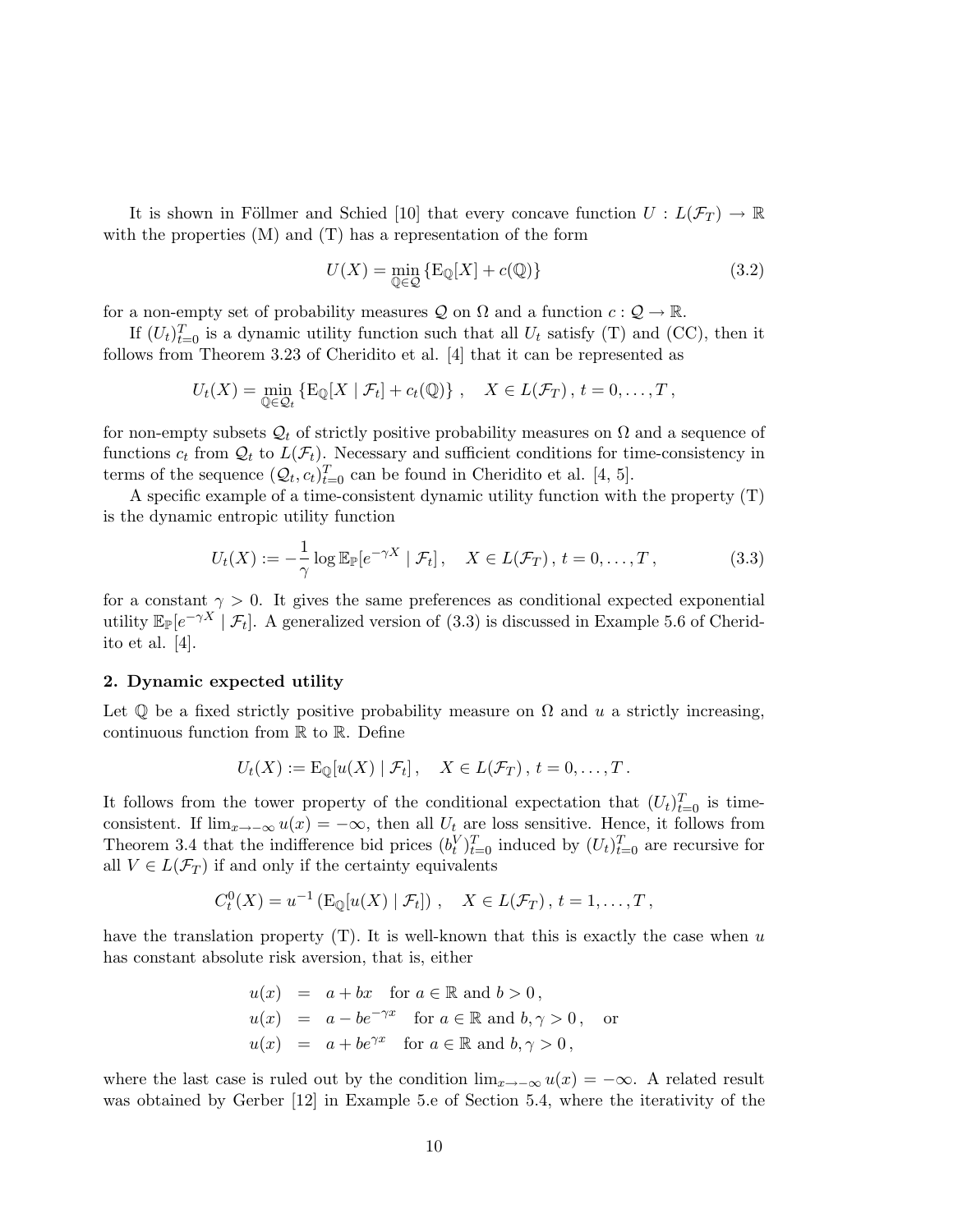It is shown in Föllmer and Schied [10] that every concave function $U : L(\mathcal{F}_T) \to \mathbb{R}$ with the properties (M) and (T) has a representation of the form

$$U(X) = \min_{\mathbb{Q} \in \mathcal{Q}} \{ \mathrm{E}_{\mathbb{Q}}[X] + c(\mathbb{Q}) \} \tag{3.2}$$

for a non-empty set of probability measures $\mathcal{Q}$ on $\Omega$ and a function $c : \mathcal{Q} \to \mathbb{R}$.

If $(U_t)_{t=0}^T$ is a dynamic utility function such that all $U_t$ satisfy (T) and (CC), then it follows from Theorem 3.23 of Cheridito et al. [4] that it can be represented as

$$U_t(X) = \min_{\mathbb{Q} \in \mathcal{Q}_t} \{ \mathrm{E}_{\mathbb{Q}}[X \mid \mathcal{F}_t] + c_t(\mathbb{Q}) \} , \quad X \in L(\mathcal{F}_T) \, , \, t = 0, \ldots, T \, ,$$

for non-empty subsets $\mathcal{Q}_t$ of strictly positive probability measures on $\Omega$ and a sequence of functions $c_t$ from $\mathcal{Q}_t$ to $L(\mathcal{F}_t)$. Necessary and sufficient conditions for time-consistency in terms of the sequence $(\mathcal{Q}_t, c_t)_{t=0}^T$ can be found in Cheridito et al. [4, 5].

A specific example of a time-consistent dynamic utility function with the property (T) is the dynamic entropic utility function

$$U_t(X) := -\frac{1}{\gamma} \log \mathrm{E}_{\mathbb{P}}[e^{-\gamma X} \mid \mathcal{F}_t] \, , \quad X \in L(\mathcal{F}_T) \, , \, t = 0, \ldots, T \, , \tag{3.3}$$

for a constant $\gamma > 0$. It gives the same preferences as conditional expected exponential utility $\mathrm{E}_{\mathbb{P}}[e^{-\gamma X} \mid \mathcal{F}_t]$. A generalized version of (3.3) is discussed in Example 5.6 of Cheridito et al. [4].

**2. Dynamic expected utility**

Let $\mathbb{Q}$ be a fixed strictly positive probability measure on $\Omega$ and $u$ a strictly increasing, continuous function from $\mathbb{R}$ to $\mathbb{R}$. Define

$$U_t(X) := \mathrm{E}_{\mathbb{Q}}[u(X) \mid \mathcal{F}_t] \, , \quad X \in L(\mathcal{F}_T) \, , \, t = 0, \ldots, T \, .$$

It follows from the tower property of the conditional expectation that $(U_t)_{t=0}^T$ is time-consistent. If $\lim_{x \to -\infty} u(x) = -\infty$, then all $U_t$ are loss sensitive. Hence, it follows from Theorem 3.4 that the indifference bid prices $(b_t^V)_{t=0}^T$ induced by $(U_t)_{t=0}^T$ are recursive for all $V \in L(\mathcal{F}_T)$ if and only if the certainty equivalents

$$C_t^0(X) = u^{-1} \left( \mathrm{E}_{\mathbb{Q}}[u(X) \mid \mathcal{F}_t] \right) , \quad X \in L(\mathcal{F}_T) \, , \, t = 1, \ldots, T \, ,$$

have the translation property (T). It is well-known that this is exactly the case when $u$ has constant absolute risk aversion, that is, either

$$\begin{aligned}
u(x) &= a + bx \quad \text{for } a \in \mathbb{R} \text{ and } b > 0 \, , \\
u(x) &= a - be^{-\gamma x} \quad \text{for } a \in \mathbb{R} \text{ and } b, \gamma > 0 \, , \quad \text{or} \\
u(x) &= a + be^{\gamma x} \quad \text{for } a \in \mathbb{R} \text{ and } b, \gamma > 0 \, ,
\end{aligned}$$

where the last case is ruled out by the condition $\lim_{x \to -\infty} u(x) = -\infty$. A related result was obtained by Gerber [12] in Example 5.e of Section 5.4, where the iterativity of the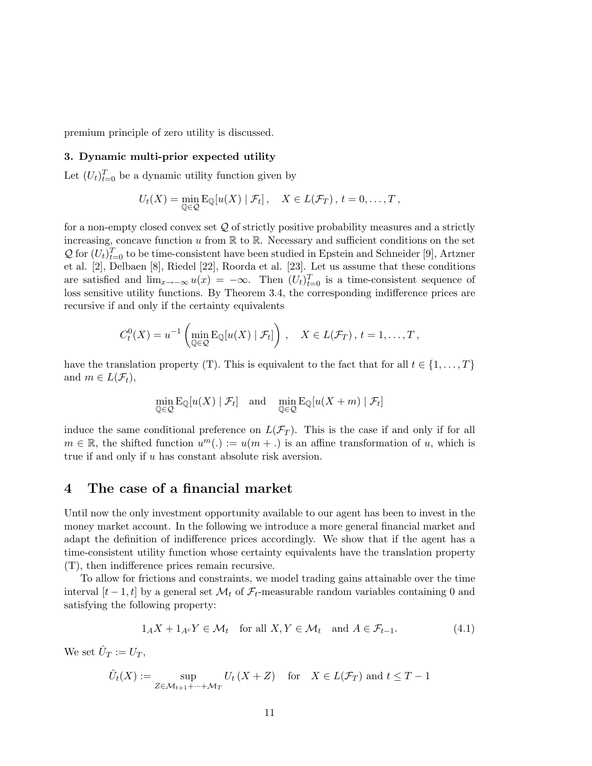premium principle of zero utility is discussed.

**3. Dynamic multi-prior expected utility**

Let $(U_t)_{t=0}^T$ be a dynamic utility function given by

$$U_t(X) = \min_{\mathbb{Q} \in \mathcal{Q}} \mathrm{E}_{\mathbb{Q}}[u(X) \mid \mathcal{F}_t] \,, \quad X \in L(\mathcal{F}_T) \,,\, t = 0, \dots, T \,,$$

for a non-empty closed convex set $\mathcal{Q}$ of strictly positive probability measures and a strictly increasing, concave function $u$ from $\mathbb{R}$ to $\mathbb{R}$. Necessary and sufficient conditions on the set $\mathcal{Q}$ for $(U_t)_{t=0}^T$ to be time-consistent have been studied in Epstein and Schneider [9], Artzner et al. [2], Delbaen [8], Riedel [22], Roorda et al. [23]. Let us assume that these conditions are satisfied and $\lim_{x \to -\infty} u(x) = -\infty$. Then $(U_t)_{t=0}^T$ is a time-consistent sequence of loss sensitive utility functions. By Theorem 3.4, the corresponding indifference prices are recursive if and only if the certainty equivalents

$$C_t^0(X) = u^{-1}\left( \min_{\mathbb{Q} \in \mathcal{Q}} \mathrm{E}_{\mathbb{Q}}[u(X) \mid \mathcal{F}_t] \right) \,, \quad X \in L(\mathcal{F}_T) \,,\, t = 1, \dots, T \,,$$

have the translation property (T). This is equivalent to the fact that for all $t \in \{1, \dots, T\}$ and $m \in L(\mathcal{F}_t)$,

$$\min_{\mathbb{Q} \in \mathcal{Q}} \mathrm{E}_{\mathbb{Q}}[u(X) \mid \mathcal{F}_t] \quad \text{and} \quad \min_{\mathbb{Q} \in \mathcal{Q}} \mathrm{E}_{\mathbb{Q}}[u(X+m) \mid \mathcal{F}_t]$$

induce the same conditional preference on $L(\mathcal{F}_T)$. This is the case if and only if for all $m \in \mathbb{R}$, the shifted function $u^m(.) := u(m + .)$ is an affine transformation of $u$, which is true if and only if $u$ has constant absolute risk aversion.

# 4 The case of a financial market

Until now the only investment opportunity available to our agent has been to invest in the money market account. In the following we introduce a more general financial market and adapt the definition of indifference prices accordingly. We show that if the agent has a time-consistent utility function whose certainty equivalents have the translation property (T), then indifference prices remain recursive.

To allow for frictions and constraints, we model trading gains attainable over the time interval $[t-1, t]$ by a general set $\mathcal{M}_t$ of $\mathcal{F}_t$-measurable random variables containing 0 and satisfying the following property:

$$1_A X + 1_{A^c} Y \in \mathcal{M}_t \quad \text{for all } X, Y \in \mathcal{M}_t \quad \text{and } A \in \mathcal{F}_{t-1}. \tag{4.1}$$

We set $\hat{U}_T := U_T$,

$$\hat{U}_t(X) := \sup_{Z \in \mathcal{M}_{t+1} + \dots + \mathcal{M}_T} U_t\left(X + Z\right) \quad \text{for} \quad X \in L(\mathcal{F}_T) \text{ and } t \leq T-1$$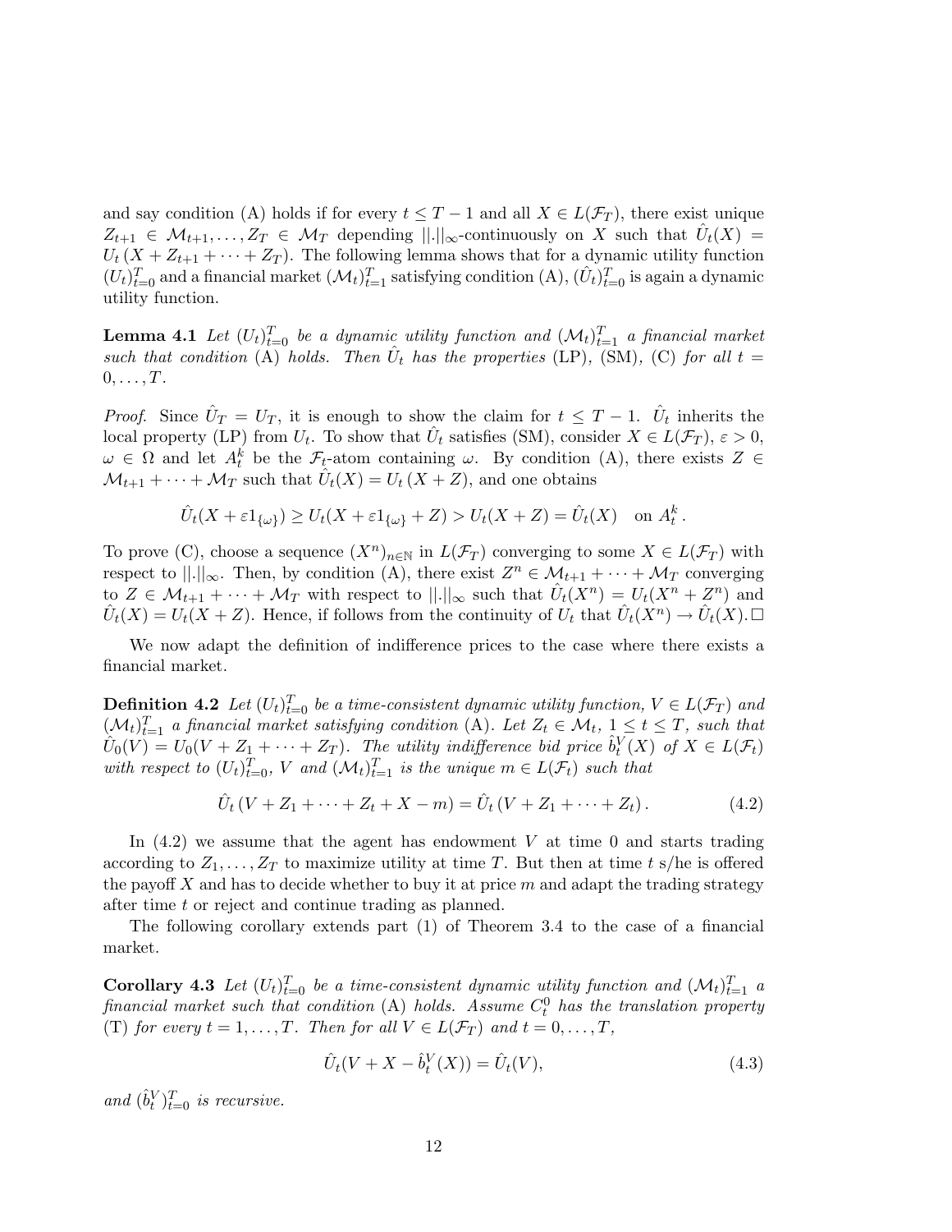and say condition (A) holds if for every $t \leq T-1$ and all $X \in L(\mathcal{F}_T)$, there exist unique $Z_{t+1} \in \mathcal{M}_{t+1}, \dots, Z_T \in \mathcal{M}_T$ depending $||.||_\infty$-continuously on $X$ such that $\hat{U}_t(X) = U_t(X + Z_{t+1} + \cdots + Z_T)$. The following lemma shows that for a dynamic utility function $(U_t)_{t=0}^T$ and a financial market $(\mathcal{M}_t)_{t=1}^T$ satisfying condition (A), $(\hat{U}_t)_{t=0}^T$ is again a dynamic utility function.

**Lemma 4.1** *Let $(U_t)_{t=0}^T$ be a dynamic utility function and $(\mathcal{M}_t)_{t=1}^T$ a financial market such that condition* (A) *holds. Then $\hat{U}_t$ has the properties* (LP), (SM), (C) *for all $t = 0, \dots, T$.*

*Proof.* Since $\hat{U}_T = U_T$, it is enough to show the claim for $t \leq T-1$. $\hat{U}_t$ inherits the local property (LP) from $U_t$. To show that $\hat{U}_t$ satisfies (SM), consider $X \in L(\mathcal{F}_T)$, $\varepsilon > 0$, $\omega \in \Omega$ and let $A_t^k$ be the $\mathcal{F}_t$-atom containing $\omega$. By condition (A), there exists $Z \in \mathcal{M}_{t+1} + \cdots + \mathcal{M}_T$ such that $\hat{U}_t(X) = U_t(X + Z)$, and one obtains

$$\hat{U}_t(X + \varepsilon 1_{\{\omega\}}) \geq U_t(X + \varepsilon 1_{\{\omega\}} + Z) > U_t(X + Z) = \hat{U}_t(X) \quad \text{on } A_t^k .$$

To prove (C), choose a sequence $(X^n)_{n \in \mathbb{N}}$ in $L(\mathcal{F}_T)$ converging to some $X \in L(\mathcal{F}_T)$ with respect to $||.||_\infty$. Then, by condition (A), there exist $Z^n \in \mathcal{M}_{t+1} + \cdots + \mathcal{M}_T$ converging to $Z \in \mathcal{M}_{t+1} + \cdots + \mathcal{M}_T$ with respect to $||.||_\infty$ such that $\hat{U}_t(X^n) = U_t(X^n + Z^n)$ and $\hat{U}_t(X) = U_t(X + Z)$. Hence, if follows from the continuity of $U_t$ that $\hat{U}_t(X^n) \to \hat{U}_t(X)$. □

We now adapt the definition of indifference prices to the case where there exists a financial market.

**Definition 4.2** *Let $(U_t)_{t=0}^T$ be a time-consistent dynamic utility function, $V \in L(\mathcal{F}_T)$ and $(\mathcal{M}_t)_{t=1}^T$ a financial market satisfying condition* (A). *Let $Z_t \in \mathcal{M}_t$, $1 \leq t \leq T$, such that $\hat{U}_0(V) = U_0(V + Z_1 + \cdots + Z_T)$. The utility indifference bid price $\hat{b}_t^V(X)$ of $X \in L(\mathcal{F}_t)$ with respect to $(U_t)_{t=0}^T$, $V$ and $(\mathcal{M}_t)_{t=1}^T$ is the unique $m \in L(\mathcal{F}_t)$ such that*

$$\hat{U}_t(V + Z_1 + \cdots + Z_t + X - m) = \hat{U}_t(V + Z_1 + \cdots + Z_t). \tag{4.2}$$

In (4.2) we assume that the agent has endowment $V$ at time 0 and starts trading according to $Z_1, \dots, Z_T$ to maximize utility at time $T$. But then at time $t$ s/he is offered the payoff $X$ and has to decide whether to buy it at price $m$ and adapt the trading strategy after time $t$ or reject and continue trading as planned.

The following corollary extends part (1) of Theorem 3.4 to the case of a financial market.

**Corollary 4.3** *Let $(U_t)_{t=0}^T$ be a time-consistent dynamic utility function and $(\mathcal{M}_t)_{t=1}^T$ a financial market such that condition* (A) *holds. Assume $C_t^0$ has the translation property* (T) *for every $t = 1, \dots, T$. Then for all $V \in L(\mathcal{F}_T)$ and $t = 0, \dots, T$,*

$$\hat{U}_t(V + X - \hat{b}_t^V(X)) = \hat{U}_t(V), \tag{4.3}$$

*and $(\hat{b}_t^V)_{t=0}^T$ is recursive.*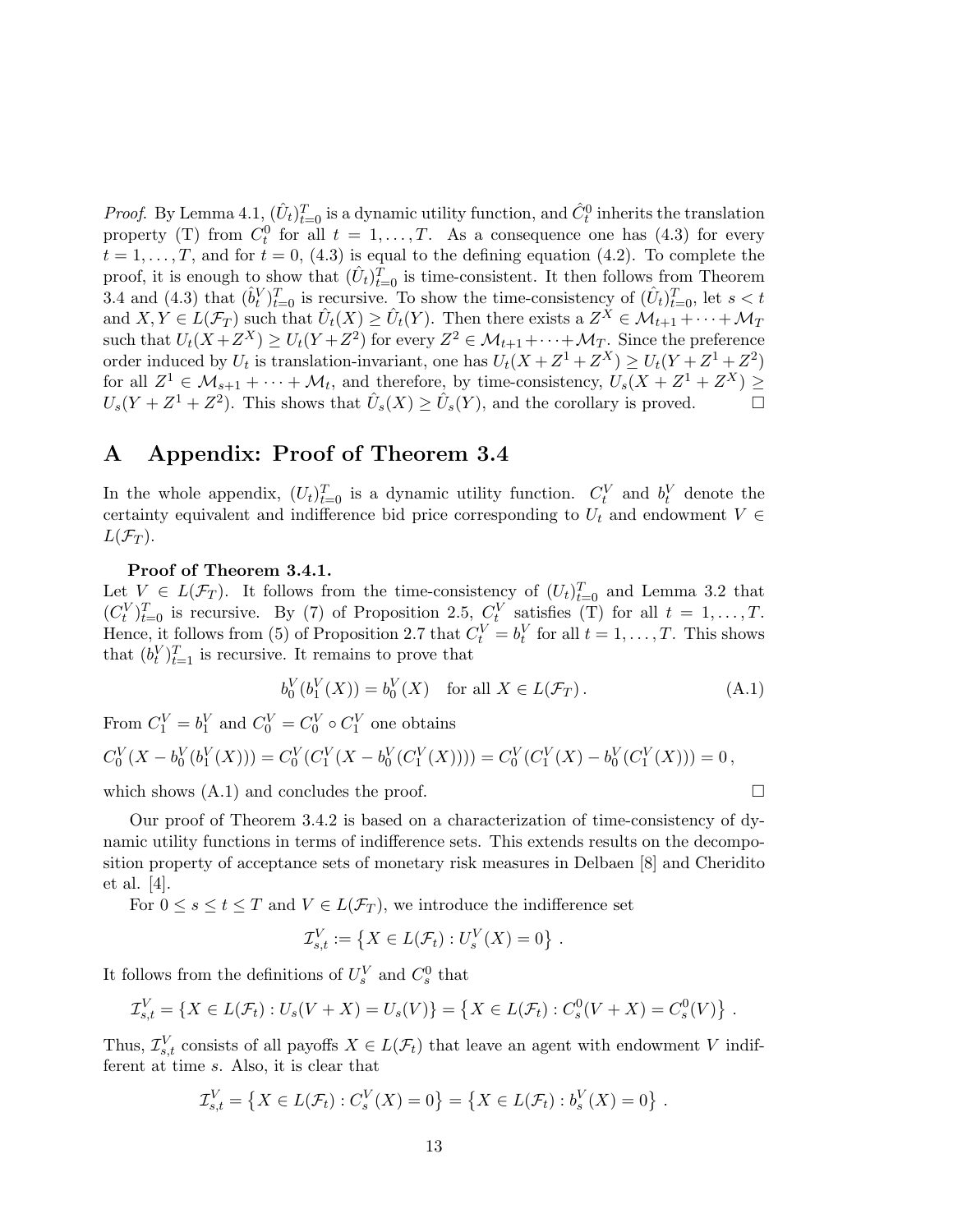*Proof.* By Lemma 4.1, $(\hat{U}_t)_{t=0}^T$ is a dynamic utility function, and $\hat{C}_t^0$ inherits the translation property (T) from $C_t^0$ for all $t = 1, \dots, T$. As a consequence one has (4.3) for every $t = 1, \dots, T$, and for $t = 0$, (4.3) is equal to the defining equation (4.2). To complete the proof, it is enough to show that $(\hat{U}_t)_{t=0}^T$ is time-consistent. It then follows from Theorem 3.4 and (4.3) that $(\hat{b}_t^V)_{t=0}^T$ is recursive. To show the time-consistency of $(\hat{U}_t)_{t=0}^T$, let $s < t$ and $X, Y \in L(\mathcal{F}_T)$ such that $\hat{U}_t(X) \geq \hat{U}_t(Y)$. Then there exists a $Z^X \in \mathcal{M}_{t+1} + \cdots + \mathcal{M}_T$ such that $U_t(X + Z^X) \geq U_t(Y + Z^2)$ for every $Z^2 \in \mathcal{M}_{t+1} + \cdots + \mathcal{M}_T$. Since the preference order induced by $U_t$ is translation-invariant, one has $U_t(X + Z^1 + Z^X) \geq U_t(Y + Z^1 + Z^2)$ for all $Z^1 \in \mathcal{M}_{s+1} + \cdots + \mathcal{M}_t$, and therefore, by time-consistency, $U_s(X + Z^1 + Z^X) \geq U_s(Y + Z^1 + Z^2)$. This shows that $\hat{U}_s(X) \geq \hat{U}_s(Y)$, and the corollary is proved. □

# A Appendix: Proof of Theorem 3.4

In the whole appendix, $(U_t)_{t=0}^T$ is a dynamic utility function. $C_t^V$ and $b_t^V$ denote the certainty equivalent and indifference bid price corresponding to $U_t$ and endowment $V \in L(\mathcal{F}_T)$.

**Proof of Theorem 3.4.1.**
Let $V \in L(\mathcal{F}_T)$. It follows from the time-consistency of $(U_t)_{t=0}^T$ and Lemma 3.2 that $(C_t^V)_{t=0}^T$ is recursive. By (7) of Proposition 2.5, $C_t^V$ satisfies (T) for all $t = 1, \dots, T$. Hence, it follows from (5) of Proposition 2.7 that $C_t^V = b_t^V$ for all $t = 1, \dots, T$. This shows that $(b_t^V)_{t=1}^T$ is recursive. It remains to prove that

$$b_0^V(b_1^V(X)) = b_0^V(X) \quad \text{for all } X \in L(\mathcal{F}_T)\,. \tag{A.1}$$

From $C_1^V = b_1^V$ and $C_0^V = C_0^V \circ C_1^V$ one obtains

$$C_0^V(X - b_0^V(b_1^V(X))) = C_0^V(C_1^V(X - b_0^V(C_1^V(X)))) = C_0^V(C_1^V(X) - b_0^V(C_1^V(X))) = 0\,,$$

which shows (A.1) and concludes the proof. □

Our proof of Theorem 3.4.2 is based on a characterization of time-consistency of dynamic utility functions in terms of indifference sets. This extends results on the decomposition property of acceptance sets of monetary risk measures in Delbaen [8] and Cheridito et al. [4].

For $0 \leq s \leq t \leq T$ and $V \in L(\mathcal{F}_T)$, we introduce the indifference set

$$\mathcal{I}_{s,t}^V := \left\{ X \in L(\mathcal{F}_t) : U_s^V(X) = 0 \right\}\,.$$

It follows from the definitions of $U_s^V$ and $C_s^0$ that

$$\mathcal{I}_{s,t}^V = \{ X \in L(\mathcal{F}_t) : U_s(V + X) = U_s(V) \} = \left\{ X \in L(\mathcal{F}_t) : C_s^0(V + X) = C_s^0(V) \right\}\,.$$

Thus, $\mathcal{I}_{s,t}^V$ consists of all payoffs $X \in L(\mathcal{F}_t)$ that leave an agent with endowment $V$ indifferent at time $s$. Also, it is clear that

$$\mathcal{I}_{s,t}^V = \left\{ X \in L(\mathcal{F}_t) : C_s^V(X) = 0 \right\} = \left\{ X \in L(\mathcal{F}_t) : b_s^V(X) = 0 \right\}\,.$$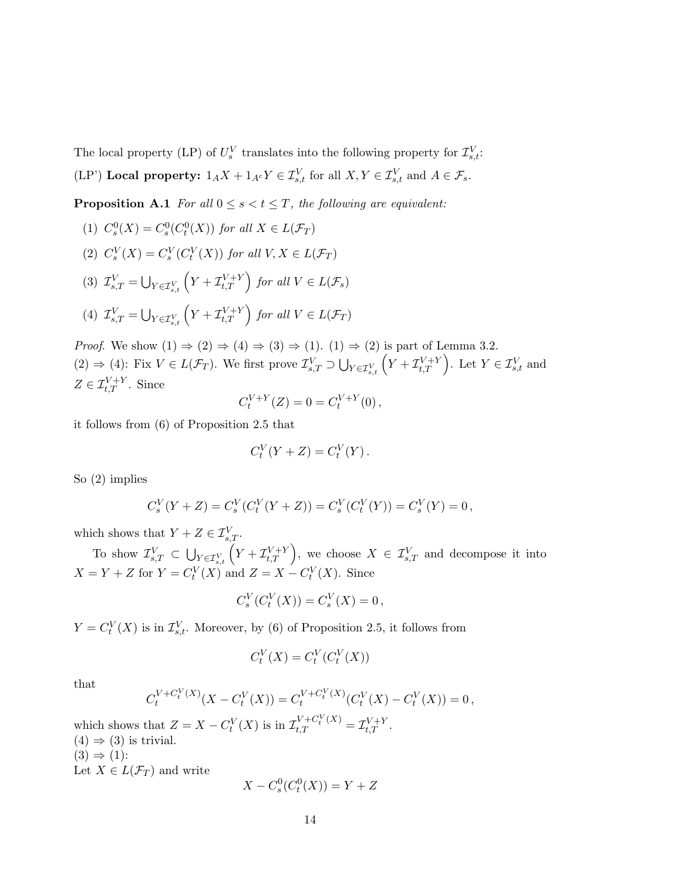The local property (LP) of $U^V_s$ translates into the following property for $\mathcal{I}^V_{s,t}$:

(LP') **Local property:** $1_A X + 1_{A^c} Y \in \mathcal{I}^V_{s,t}$ for all $X, Y \in \mathcal{I}^V_{s,t}$ and $A \in \mathcal{F}_s$.

**Proposition A.1** *For all $0 \le s < t \le T$, the following are equivalent:*

1. $C^0_s(X) = C^0_s(C^0_t(X))$ *for all $X \in L(\mathcal{F}_T)$*
2. $C^V_s(X) = C^V_s(C^V_t(X))$ *for all $V, X \in L(\mathcal{F}_T)$*
3. $\mathcal{I}^V_{s,T} = \bigcup_{Y \in \mathcal{I}^V_{s,t}} \left(Y + \mathcal{I}^{V+Y}_{t,T}\right)$ *for all $V \in L(\mathcal{F}_s)$*
4. $\mathcal{I}^V_{s,T} = \bigcup_{Y \in \mathcal{I}^V_{s,t}} \left(Y + \mathcal{I}^{V+Y}_{t,T}\right)$ *for all $V \in L(\mathcal{F}_T)$*

*Proof.* We show (1) $\Rightarrow$ (2) $\Rightarrow$ (4) $\Rightarrow$ (3) $\Rightarrow$ (1). (1) $\Rightarrow$ (2) is part of Lemma 3.2.
(2) $\Rightarrow$ (4): Fix $V \in L(\mathcal{F}_T)$. We first prove $\mathcal{I}^V_{s,T} \supset \bigcup_{Y \in \mathcal{I}^V_{s,t}} \left(Y + \mathcal{I}^{V+Y}_{t,T}\right)$. Let $Y \in \mathcal{I}^V_{s,t}$ and $Z \in \mathcal{I}^{V+Y}_{t,T}$. Since

$$C^{V+Y}_t(Z) = 0 = C^{V+Y}_t(0)\,,$$

it follows from (6) of Proposition 2.5 that

$$C^V_t(Y + Z) = C^V_t(Y)\,.$$

So (2) implies

$$C^V_s(Y + Z) = C^V_s(C^V_t(Y + Z)) = C^V_s(C^V_t(Y)) = C^V_s(Y) = 0\,,$$

which shows that $Y + Z \in \mathcal{I}^V_{s,T}$.

To show $\mathcal{I}^V_{s,T} \subset \bigcup_{Y \in \mathcal{I}^V_{s,t}} \left(Y + \mathcal{I}^{V+Y}_{t,T}\right)$, we choose $X \in \mathcal{I}^V_{s,T}$ and decompose it into $X = Y + Z$ for $Y = C^V_t(X)$ and $Z = X - C^V_t(X)$. Since

$$C^V_s(C^V_t(X)) = C^V_s(X) = 0\,,$$

$Y = C^V_t(X)$ is in $\mathcal{I}^V_{s,t}$. Moreover, by (6) of Proposition 2.5, it follows from

$$C^V_t(X) = C^V_t(C^V_t(X))$$

that

$$C^{V+C^V_t(X)}_t(X - C^V_t(X)) = C^{V+C^V_t(X)}_t(C^V_t(X) - C^V_t(X)) = 0\,,$$

which shows that $Z = X - C^V_t(X)$ is in $\mathcal{I}^{V+C^V_t(X)}_{t,T} = \mathcal{I}^{V+Y}_{t,T}$.
(4) $\Rightarrow$ (3) is trivial.
(3) $\Rightarrow$ (1):
Let $X \in L(\mathcal{F}_T)$ and write

$$X - C^0_s(C^0_t(X)) = Y + Z$$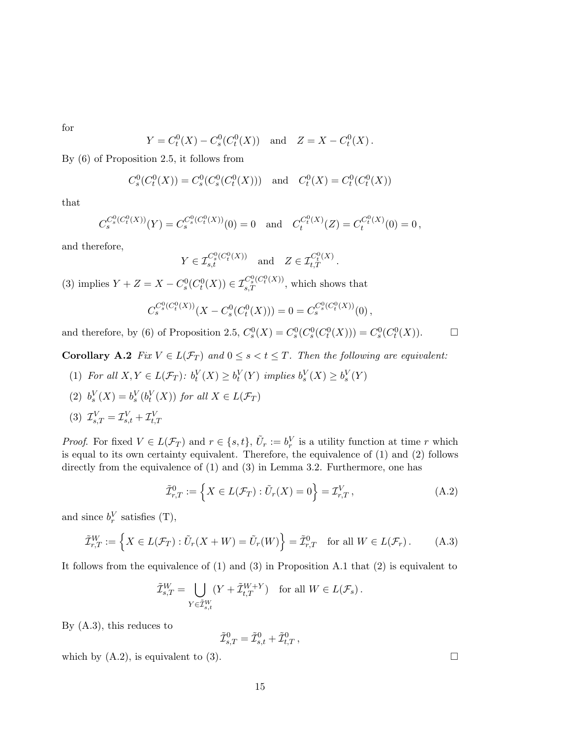for

$$Y = C^0_t(X) - C^0_s(C^0_t(X)) \quad \text{and} \quad Z = X - C^0_t(X)\,.$$

By (6) of Proposition 2.5, it follows from

$$C^0_s(C^0_t(X)) = C^0_s(C^0_s(C^0_t(X))) \quad \text{and} \quad C^0_t(X) = C^0_t(C^0_t(X))$$

that

$$C_s^{C^0_s(C^0_t(X))}(Y) = C_s^{C^0_s(C^0_t(X))}(0) = 0 \quad \text{and} \quad C_t^{C^0_t(X)}(Z) = C_t^{C^0_t(X)}(0) = 0\,,$$

and therefore,

$$Y \in \mathcal{I}_{s,t}^{C^0_s(C^0_t(X))} \quad \text{and} \quad Z \in \mathcal{I}_{t,T}^{C^0_t(X)}\,.$$

(3) implies $Y + Z = X - C^0_s(C^0_t(X)) \in \mathcal{I}_{s,T}^{C^0_s(C^0_t(X))}$, which shows that

$$C_s^{C^0_s(C^0_t(X))}(X - C^0_s(C^0_t(X))) = 0 = C_s^{C^0_s(C^0_t(X))}(0)\,,$$

and therefore, by (6) of Proposition 2.5, $C^0_s(X) = C^0_s(C^0_s(C^0_t(X))) = C^0_s(C^0_t(X))$. □

**Corollary A.2** *Fix $V \in L(\mathcal{F}_T)$ and $0 \le s < t \le T$. Then the following are equivalent:*

1. *For all $X, Y \in L(\mathcal{F}_T)$: $b^V_t(X) \ge b^V_t(Y)$ implies $b^V_s(X) \ge b^V_s(Y)$*
2. *$b^V_s(X) = b^V_s(b^V_t(X))$ for all $X \in L(\mathcal{F}_T)$*
3. *$\mathcal{I}^V_{s,T} = \mathcal{I}^V_{s,t} + \mathcal{I}^V_{t,T}$*

*Proof.* For fixed $V \in L(\mathcal{F}_T)$ and $r \in \{s, t\}$, $\tilde{U}_r := b^V_r$ is a utility function at time $r$ which is equal to its own certainty equivalent. Therefore, the equivalence of (1) and (2) follows directly from the equivalence of (1) and (3) in Lemma 3.2. Furthermore, one has

$$\tilde{\mathcal{I}}^0_{r,T} := \left\{X \in L(\mathcal{F}_T) : \tilde{U}_r(X) = 0\right\} = \mathcal{I}^V_{r,T}\,, \tag{A.2}$$

and since $b^V_r$ satisfies (T),

$$\tilde{\mathcal{I}}^W_{r,T} := \left\{X \in L(\mathcal{F}_T) : \tilde{U}_r(X + W) = \tilde{U}_r(W)\right\} = \tilde{\mathcal{I}}^0_{r,T} \quad \text{for all } W \in L(\mathcal{F}_r)\,. \tag{A.3}$$

It follows from the equivalence of (1) and (3) in Proposition A.1 that (2) is equivalent to

$$\tilde{\mathcal{I}}^W_{s,T} = \bigcup_{Y \in \tilde{\mathcal{I}}^W_{s,t}} (Y + \tilde{\mathcal{I}}^{W+Y}_{t,T}) \quad \text{for all } W \in L(\mathcal{F}_s)\,.$$

By (A.3), this reduces to

$$\tilde{\mathcal{I}}^0_{s,T} = \tilde{\mathcal{I}}^0_{s,t} + \tilde{\mathcal{I}}^0_{t,T}\,,$$

which by (A.2), is equivalent to (3). □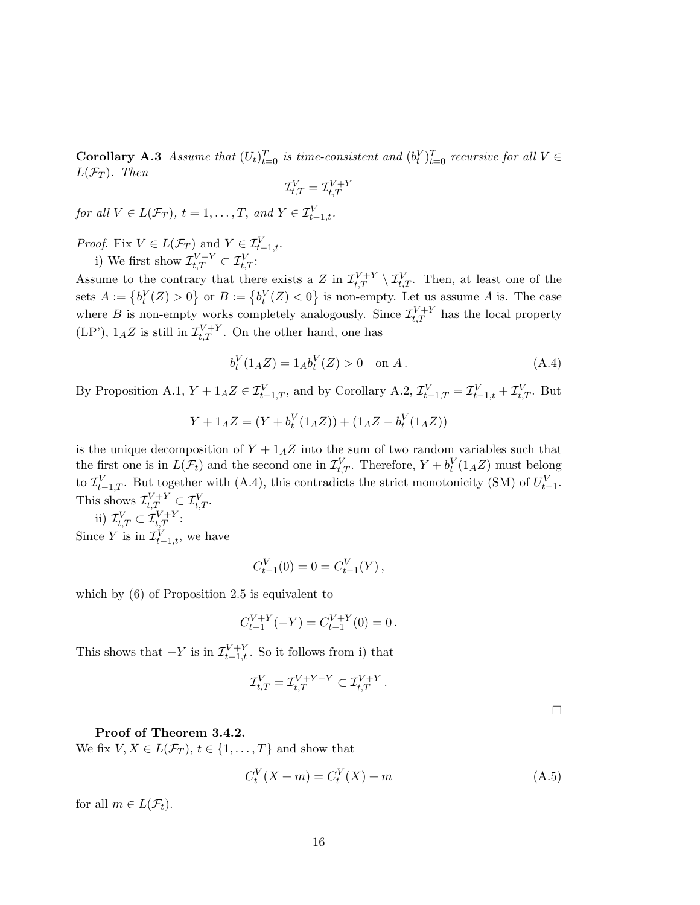**Corollary A.3** *Assume that $(U_t)_{t=0}^T$ is time-consistent and $(b_t^V)_{t=0}^T$ recursive for all $V \in L(\mathcal{F}_T)$. Then*

$$\mathcal{I}_{t,T}^V = \mathcal{I}_{t,T}^{V+Y}$$

*for all $V \in L(\mathcal{F}_T)$, $t = 1, \ldots, T$, and $Y \in \mathcal{I}_{t-1,t}^V$.*

*Proof.* Fix $V \in L(\mathcal{F}_T)$ and $Y \in \mathcal{I}_{t-1,t}^V$.

i) We first show $\mathcal{I}_{t,T}^{V+Y} \subset \mathcal{I}_{t,T}^V$:

Assume to the contrary that there exists a $Z$ in $\mathcal{I}_{t,T}^{V+Y} \setminus \mathcal{I}_{t,T}^V$. Then, at least one of the sets $A := \left\{ b_t^V(Z) > 0 \right\}$ or $B := \left\{ b_t^V(Z) < 0 \right\}$ is non-empty. Let us assume $A$ is. The case where $B$ is non-empty works completely analogously. Since $\mathcal{I}_{t,T}^{V+Y}$ has the local property (LP'), $1_A Z$ is still in $\mathcal{I}_{t,T}^{V+Y}$. On the other hand, one has

$$b_t^V(1_A Z) = 1_A b_t^V(Z) > 0 \quad \text{on } A\,. \tag{A.4}$$

By Proposition A.1, $Y + 1_A Z \in \mathcal{I}_{t-1,T}^V$, and by Corollary A.2, $\mathcal{I}_{t-1,T}^V = \mathcal{I}_{t-1,t}^V + \mathcal{I}_{t,T}^V$. But

$$Y + 1_A Z = (Y + b_t^V(1_A Z)) + (1_A Z - b_t^V(1_A Z))$$

is the unique decomposition of $Y + 1_A Z$ into the sum of two random variables such that the first one is in $L(\mathcal{F}_t)$ and the second one in $\mathcal{I}_{t,T}^V$. Therefore, $Y + b_t^V(1_A Z)$ must belong to $\mathcal{I}_{t-1,T}^V$. But together with (A.4), this contradicts the strict monotonicity (SM) of $U_{t-1}^V$. This shows $\mathcal{I}_{t,T}^{V+Y} \subset \mathcal{I}_{t,T}^V$.

ii) $\mathcal{I}_{t,T}^V \subset \mathcal{I}_{t,T}^{V+Y}$:

Since $Y$ is in $\mathcal{I}_{t-1,t}^V$, we have

$$C_{t-1}^V(0) = 0 = C_{t-1}^V(Y)\,,$$

which by (6) of Proposition 2.5 is equivalent to

$$C_{t-1}^{V+Y}(-Y) = C_{t-1}^{V+Y}(0) = 0\,.$$

This shows that $-Y$ is in $\mathcal{I}_{t-1,t}^{V+Y}$. So it follows from i) that

$$\mathcal{I}_{t,T}^V = \mathcal{I}_{t,T}^{V+Y-Y} \subset \mathcal{I}_{t,T}^{V+Y}\,.$$

□

**Proof of Theorem 3.4.2.**

We fix $V, X \in L(\mathcal{F}_T)$, $t \in \{1, \ldots, T\}$ and show that

$$C_t^V(X + m) = C_t^V(X) + m \tag{A.5}$$

for all $m \in L(\mathcal{F}_t)$.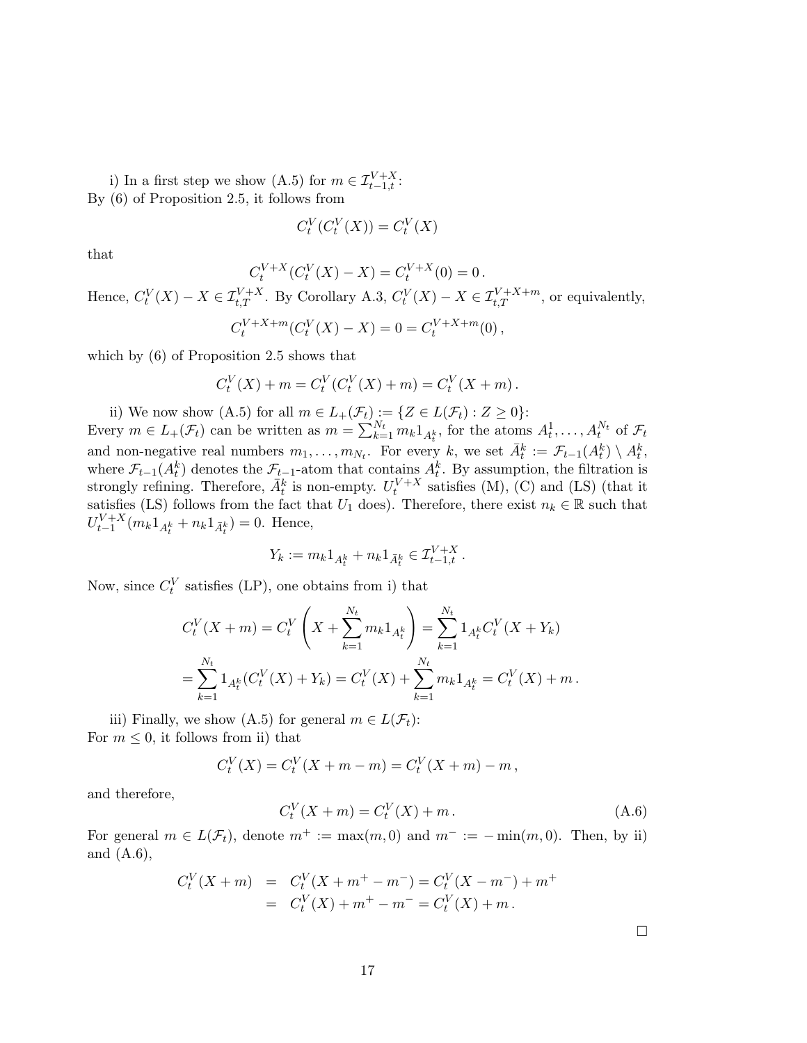i) In a first step we show (A.5) for $m \in \mathcal{I}^{V+X}_{t-1,t}$:
By (6) of Proposition 2.5, it follows from

$$C^V_t(C^V_t(X)) = C^V_t(X)$$

that

$$C^{V+X}_t(C^V_t(X) - X) = C^{V+X}_t(0) = 0\,.$$

Hence, $C^V_t(X) - X \in \mathcal{I}^{V+X}_{t,T}$. By Corollary A.3, $C^V_t(X) - X \in \mathcal{I}^{V+X+m}_{t,T}$, or equivalently,

$$C^{V+X+m}_t(C^V_t(X) - X) = 0 = C^{V+X+m}_t(0)\,,$$

which by (6) of Proposition 2.5 shows that

$$C^V_t(X) + m = C^V_t(C^V_t(X) + m) = C^V_t(X + m)\,.$$

ii) We now show (A.5) for all $m \in L_+(\mathcal{F}_t) := \{Z \in L(\mathcal{F}_t) : Z \geq 0\}$:
Every $m \in L_+(\mathcal{F}_t)$ can be written as $m = \sum_{k=1}^{N_t} m_k 1_{A^k_t}$, for the atoms $A^1_t, \ldots, A^{N_t}_t$ of $\mathcal{F}_t$ and non-negative real numbers $m_1, \ldots, m_{N_t}$. For every $k$, we set $\bar{A}^k_t := \mathcal{F}_{t-1}(A^k_t) \setminus A^k_t$, where $\mathcal{F}_{t-1}(A^k_t)$ denotes the $\mathcal{F}_{t-1}$-atom that contains $A^k_t$. By assumption, the filtration is strongly refining. Therefore, $\bar{A}^k_t$ is non-empty. $U^{V+X}_t$ satisfies (M), (C) and (LS) (that it satisfies (LS) follows from the fact that $U_1$ does). Therefore, there exist $n_k \in \mathbb{R}$ such that $U^{V+X}_{t-1}(m_k 1_{A^k_t} + n_k 1_{\bar{A}^k_t}) = 0$. Hence,

$$Y_k := m_k 1_{A^k_t} + n_k 1_{\bar{A}^k_t} \in \mathcal{I}^{V+X}_{t-1,t}\,.$$

Now, since $C^V_t$ satisfies (LP), one obtains from i) that

$$C^V_t(X + m) = C^V_t\left(X + \sum_{k=1}^{N_t} m_k 1_{A^k_t}\right) = \sum_{k=1}^{N_t} 1_{A^k_t} C^V_t(X + Y_k)$$
$$= \sum_{k=1}^{N_t} 1_{A^k_t}(C^V_t(X) + Y_k) = C^V_t(X) + \sum_{k=1}^{N_t} m_k 1_{A^k_t} = C^V_t(X) + m\,.$$

iii) Finally, we show (A.5) for general $m \in L(\mathcal{F}_t)$:
For $m \leq 0$, it follows from ii) that

$$C^V_t(X) = C^V_t(X + m - m) = C^V_t(X + m) - m\,,$$

and therefore,

$$C^V_t(X + m) = C^V_t(X) + m\,. \tag{A.6}$$

For general $m \in L(\mathcal{F}_t)$, denote $m^+ := \max(m, 0)$ and $m^- := -\min(m, 0)$. Then, by ii) and (A.6),

$$\begin{aligned} C^V_t(X + m) &= C^V_t(X + m^+ - m^-) = C^V_t(X - m^-) + m^+ \\ &= C^V_t(X) + m^+ - m^- = C^V_t(X) + m\,. \end{aligned}$$

□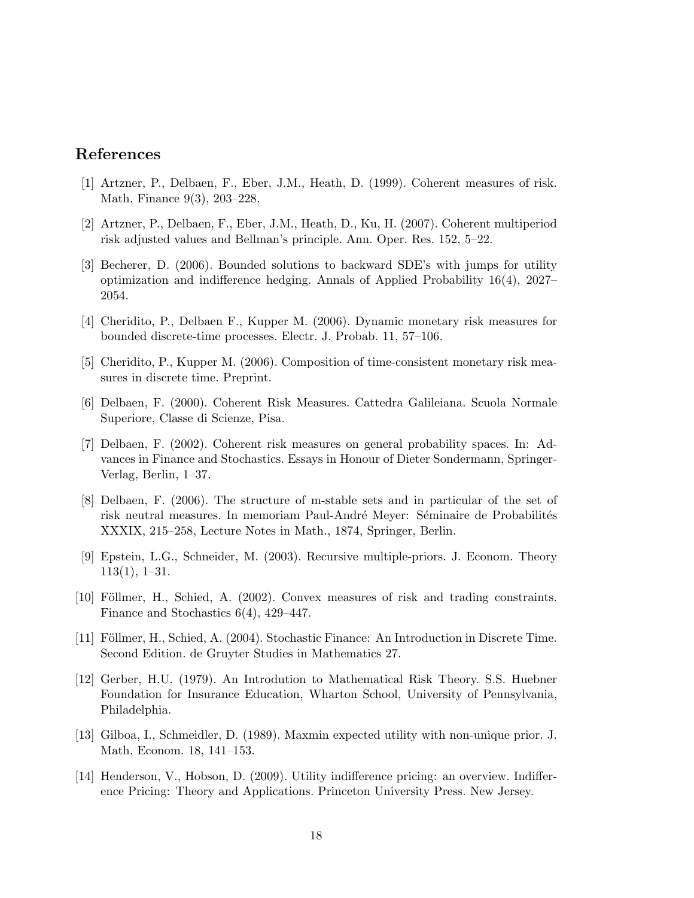## References

[1] Artzner, P., Delbaen, F., Eber, J.M., Heath, D. (1999). Coherent measures of risk. Math. Finance 9(3), 203–228.

[2] Artzner, P., Delbaen, F., Eber, J.M., Heath, D., Ku, H. (2007). Coherent multiperiod risk adjusted values and Bellman's principle. Ann. Oper. Res. 152, 5–22.

[3] Becherer, D. (2006). Bounded solutions to backward SDE's with jumps for utility optimization and indifference hedging. Annals of Applied Probability 16(4), 2027–2054.

[4] Cheridito, P., Delbaen F., Kupper M. (2006). Dynamic monetary risk measures for bounded discrete-time processes. Electr. J. Probab. 11, 57–106.

[5] Cheridito, P., Kupper M. (2006). Composition of time-consistent monetary risk measures in discrete time. Preprint.

[6] Delbaen, F. (2000). Coherent Risk Measures. Cattedra Galileiana. Scuola Normale Superiore, Classe di Scienze, Pisa.

[7] Delbaen, F. (2002). Coherent risk measures on general probability spaces. In: Advances in Finance and Stochastics. Essays in Honour of Dieter Sondermann, Springer-Verlag, Berlin, 1–37.

[8] Delbaen, F. (2006). The structure of m-stable sets and in particular of the set of risk neutral measures. In memoriam Paul-André Meyer: Séminaire de Probabilités XXXIX, 215–258, Lecture Notes in Math., 1874, Springer, Berlin.

[9] Epstein, L.G., Schneider, M. (2003). Recursive multiple-priors. J. Econom. Theory 113(1), 1–31.

[10] Föllmer, H., Schied, A. (2002). Convex measures of risk and trading constraints. Finance and Stochastics 6(4), 429–447.

[11] Föllmer, H., Schied, A. (2004). Stochastic Finance: An Introduction in Discrete Time. Second Edition. de Gruyter Studies in Mathematics 27.

[12] Gerber, H.U. (1979). An Introdution to Mathematical Risk Theory. S.S. Huebner Foundation for Insurance Education, Wharton School, University of Pennsylvania, Philadelphia.

[13] Gilboa, I., Schmeidler, D. (1989). Maxmin expected utility with non-unique prior. J. Math. Econom. 18, 141–153.

[14] Henderson, V., Hobson, D. (2009). Utility indifference pricing: an overview. Indifference Pricing: Theory and Applications. Princeton University Press. New Jersey.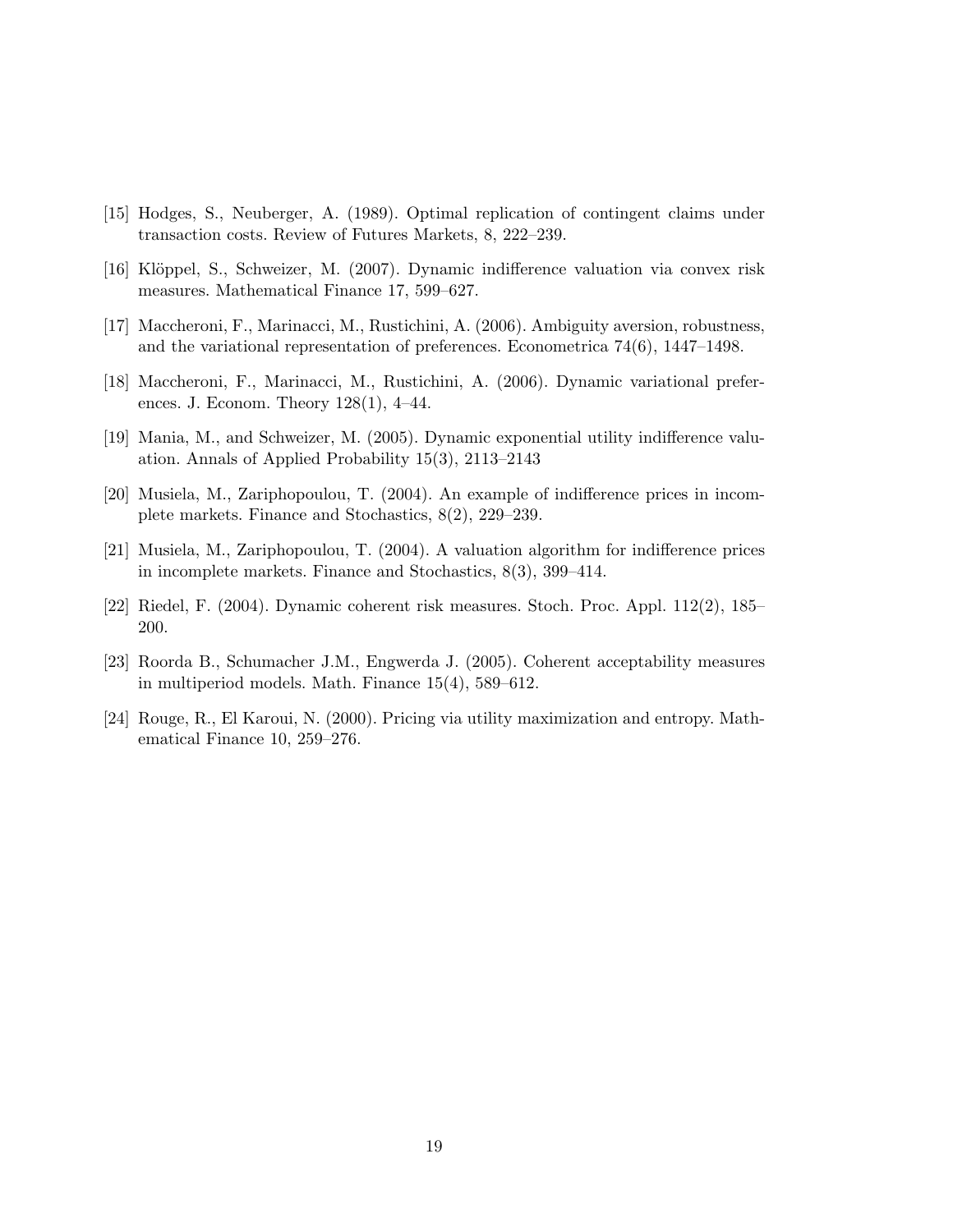[15] Hodges, S., Neuberger, A. (1989). Optimal replication of contingent claims under transaction costs. Review of Futures Markets, 8, 222–239.

[16] Klöppel, S., Schweizer, M. (2007). Dynamic indifference valuation via convex risk measures. Mathematical Finance 17, 599–627.

[17] Maccheroni, F., Marinacci, M., Rustichini, A. (2006). Ambiguity aversion, robustness, and the variational representation of preferences. Econometrica 74(6), 1447–1498.

[18] Maccheroni, F., Marinacci, M., Rustichini, A. (2006). Dynamic variational preferences. J. Econom. Theory 128(1), 4–44.

[19] Mania, M., and Schweizer, M. (2005). Dynamic exponential utility indifference valuation. Annals of Applied Probability 15(3), 2113–2143

[20] Musiela, M., Zariphopoulou, T. (2004). An example of indifference prices in incomplete markets. Finance and Stochastics, 8(2), 229–239.

[21] Musiela, M., Zariphopoulou, T. (2004). A valuation algorithm for indifference prices in incomplete markets. Finance and Stochastics, 8(3), 399–414.

[22] Riedel, F. (2004). Dynamic coherent risk measures. Stoch. Proc. Appl. 112(2), 185–200.

[23] Roorda B., Schumacher J.M., Engwerda J. (2005). Coherent acceptability measures in multiperiod models. Math. Finance 15(4), 589–612.

[24] Rouge, R., El Karoui, N. (2000). Pricing via utility maximization and entropy. Mathematical Finance 10, 259–276.